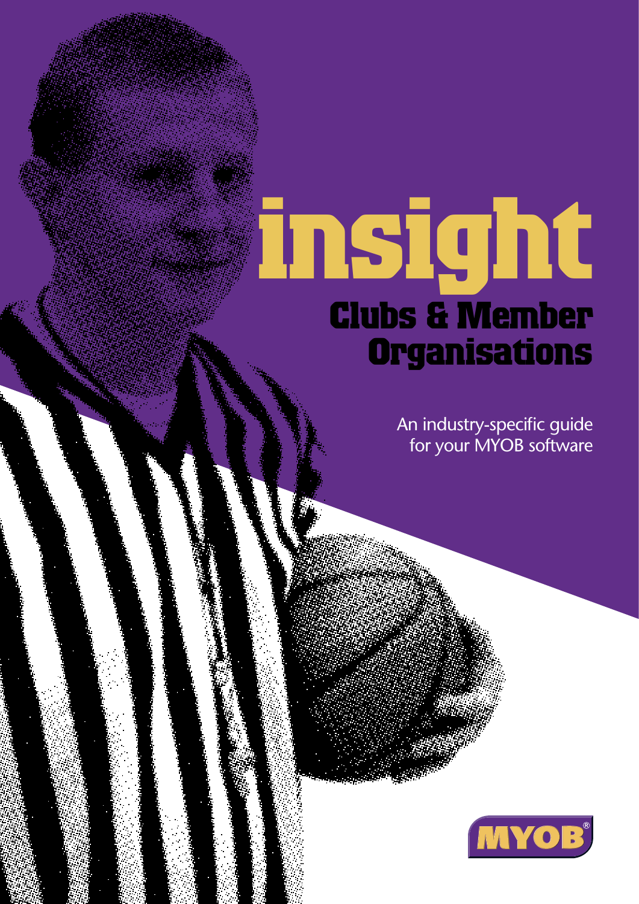# insight

## Clubs & Member Organisations

An industry-specific guide for your MYOB software

MYOB®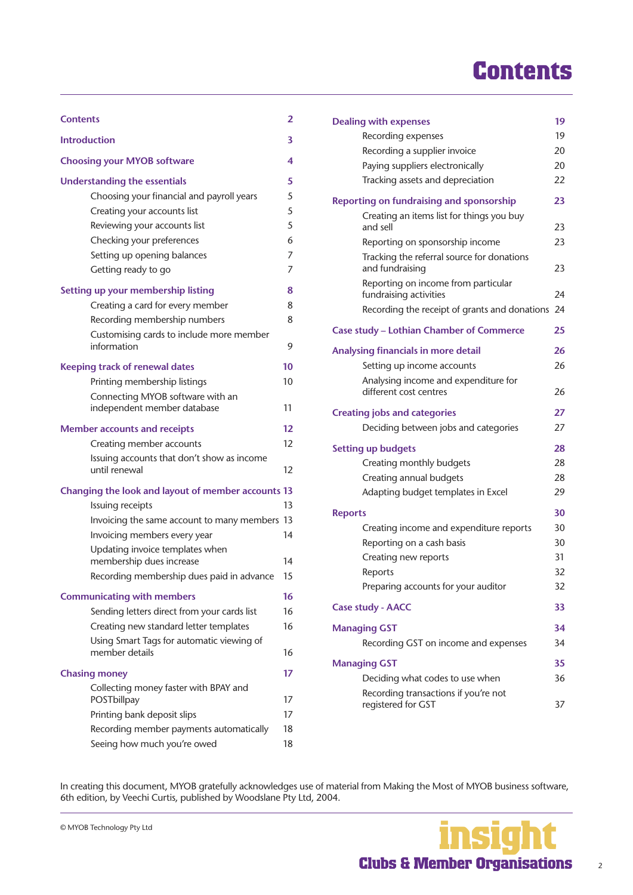# Contents

| | |
|---|---|
| **Contents** | **2** |
| **Introduction** | **3** |
| **Choosing your MYOB software** | **4** |
| **Understanding the essentials** | **5** |
| Choosing your financial and payroll years | 5 |
| Creating your accounts list | 5 |
| Reviewing your accounts list | 5 |
| Checking your preferences | 6 |
| Setting up opening balances | 7 |
| Getting ready to go | 7 |
| **Setting up your membership listing** | **8** |
| Creating a card for every member | 8 |
| Recording membership numbers | 8 |
| Customising cards to include more member information | 9 |
| **Keeping track of renewal dates** | **10** |
| Printing membership listings | 10 |
| Connecting MYOB software with an independent member database | 11 |
| **Member accounts and receipts** | **12** |
| Creating member accounts | 12 |
| Issuing accounts that don't show as income until renewal | 12 |
| **Changing the look and layout of member accounts** | **13** |
| Issuing receipts | 13 |
| Invoicing the same account to many members | 13 |
| Invoicing members every year | 14 |
| Updating invoice templates when membership dues increase | 14 |
| Recording membership dues paid in advance | 15 |
| **Communicating with members** | **16** |
| Sending letters direct from your cards list | 16 |
| Creating new standard letter templates | 16 |
| Using Smart Tags for automatic viewing of member details | 16 |
| **Chasing money** | **17** |
| Collecting money faster with BPAY and POSTbillpay | 17 |
| Printing bank deposit slips | 17 |
| Recording member payments automatically | 18 |
| Seeing how much you're owed | 18 |
| **Dealing with expenses** | **19** |
| Recording expenses | 19 |
| Recording a supplier invoice | 20 |
| Paying suppliers electronically | 20 |
| Tracking assets and depreciation | 22 |
| **Reporting on fundraising and sponsorship** | **23** |
| Creating an items list for things you buy and sell | 23 |
| Reporting on sponsorship income | 23 |
| Tracking the referral source for donations and fundraising | 23 |
| Reporting on income from particular fundraising activities | 24 |
| Recording the receipt of grants and donations | 24 |
| **Case study – Lothian Chamber of Commerce** | **25** |
| **Analysing financials in more detail** | **26** |
| Setting up income accounts | 26 |
| Analysing income and expenditure for different cost centres | 26 |
| **Creating jobs and categories** | **27** |
| Deciding between jobs and categories | 27 |
| **Setting up budgets** | **28** |
| Creating monthly budgets | 28 |
| Creating annual budgets | 28 |
| Adapting budget templates in Excel | 29 |
| **Reports** | **30** |
| Creating income and expenditure reports | 30 |
| Reporting on a cash basis | 30 |
| Creating new reports | 31 |
| Reports | 32 |
| Preparing accounts for your auditor | 32 |
| **Case study - AACC** | **33** |
| **Managing GST** | **34** |
| Recording GST on income and expenses | 34 |
| **Managing GST** | **35** |
| Deciding what codes to use when | 36 |
| Recording transactions if you're not registered for GST | 37 |

In creating this document, MYOB gratefully acknowledges use of material from Making the Most of MYOB business software, 6th edition, by Veechi Curtis, published by Woodslane Pty Ltd, 2004.

© MYOB Technology Pty Ltd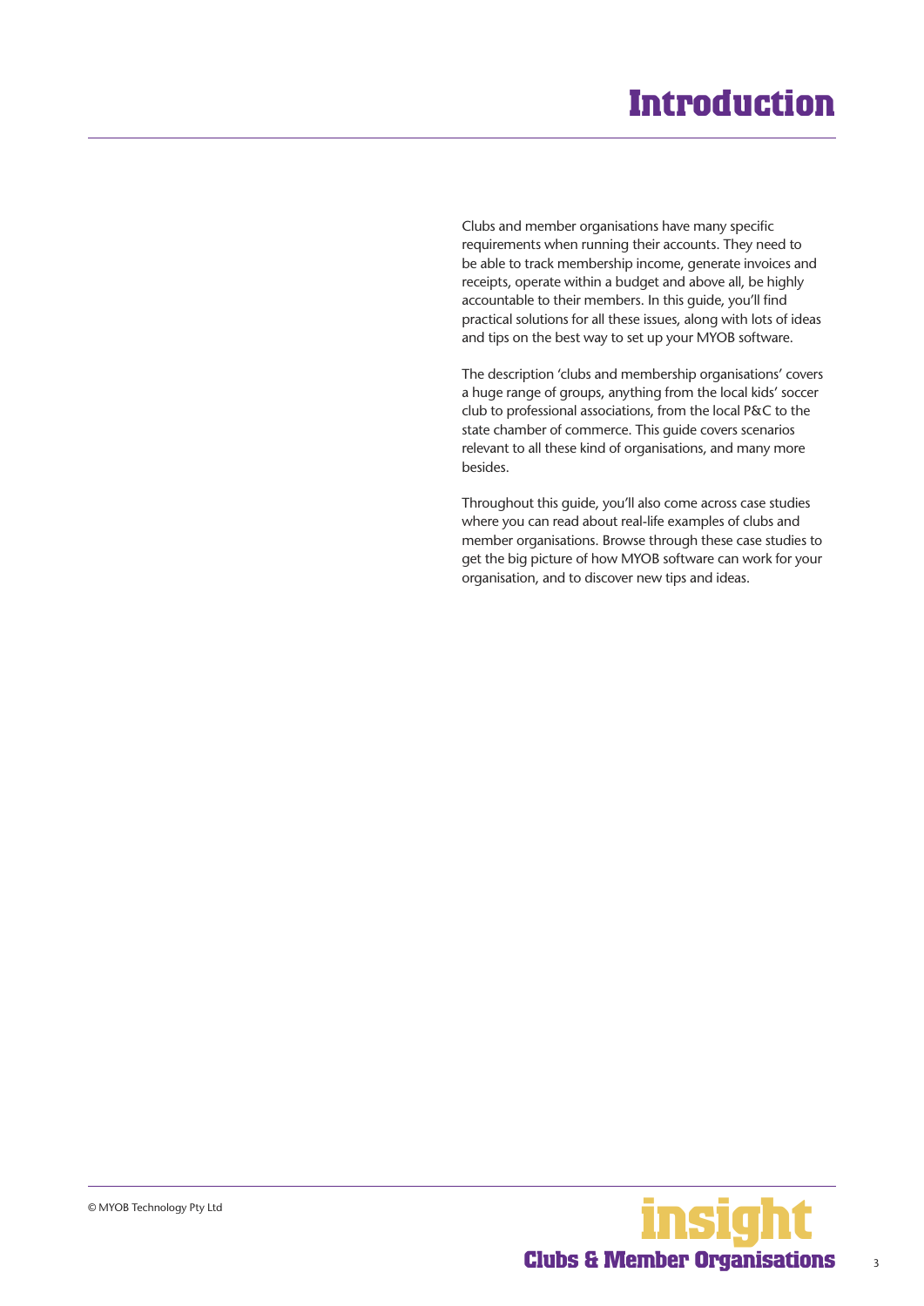# Introduction

Clubs and member organisations have many specific requirements when running their accounts. They need to be able to track membership income, generate invoices and receipts, operate within a budget and above all, be highly accountable to their members. In this guide, you'll find practical solutions for all these issues, along with lots of ideas and tips on the best way to set up your MYOB software.

The description 'clubs and membership organisations' covers a huge range of groups, anything from the local kids' soccer club to professional associations, from the local P&C to the state chamber of commerce. This guide covers scenarios relevant to all these kind of organisations, and many more besides.

Throughout this guide, you'll also come across case studies where you can read about real-life examples of clubs and member organisations. Browse through these case studies to get the big picture of how MYOB software can work for your organisation, and to discover new tips and ideas.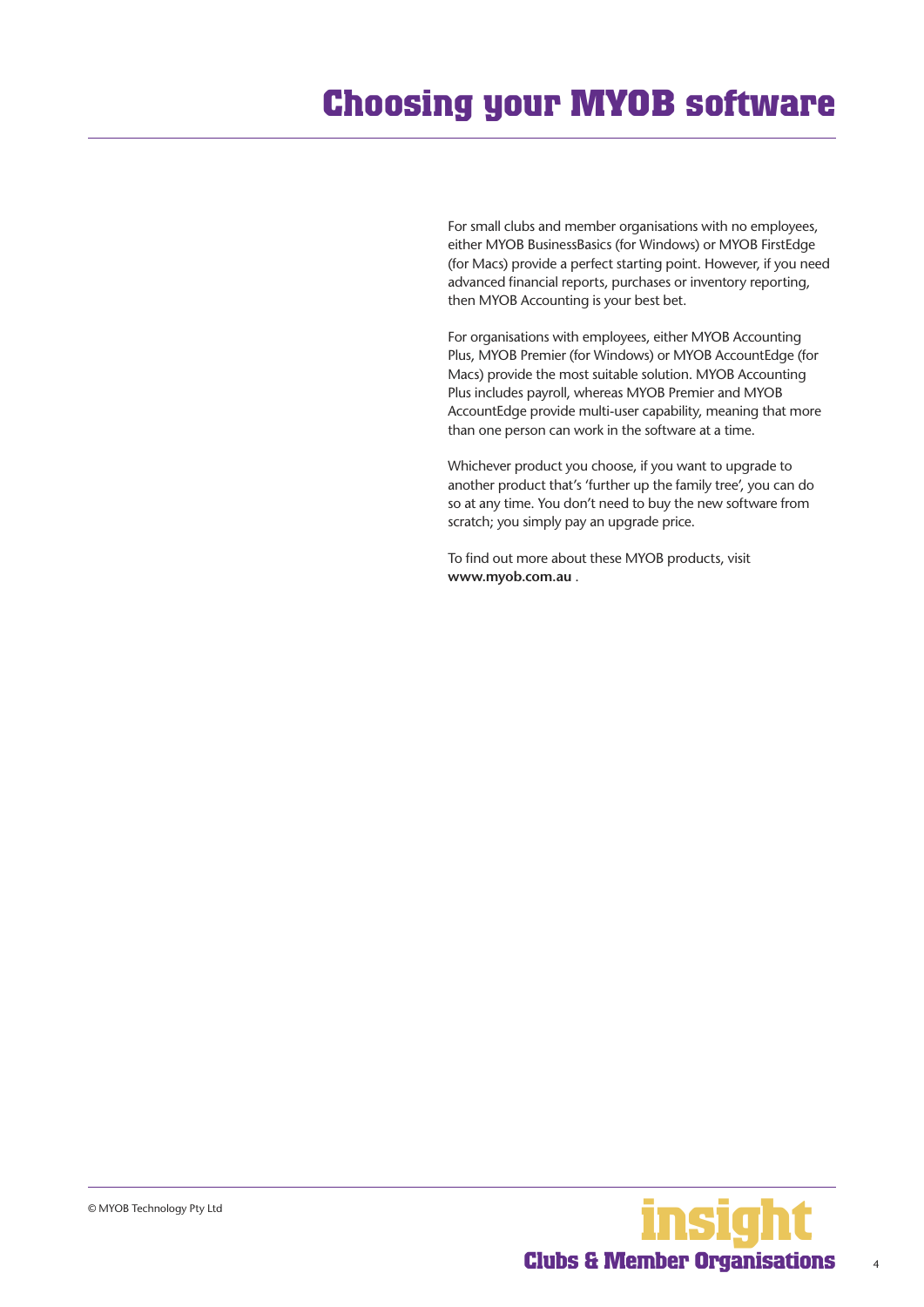# Choosing your MYOB software

For small clubs and member organisations with no employees, either MYOB BusinessBasics (for Windows) or MYOB FirstEdge (for Macs) provide a perfect starting point. However, if you need advanced financial reports, purchases or inventory reporting, then MYOB Accounting is your best bet.

For organisations with employees, either MYOB Accounting Plus, MYOB Premier (for Windows) or MYOB AccountEdge (for Macs) provide the most suitable solution. MYOB Accounting Plus includes payroll, whereas MYOB Premier and MYOB AccountEdge provide multi-user capability, meaning that more than one person can work in the software at a time.

Whichever product you choose, if you want to upgrade to another product that's 'further up the family tree', you can do so at any time. You don't need to buy the new software from scratch; you simply pay an upgrade price.

To find out more about these MYOB products, visit **www.myob.com.au** .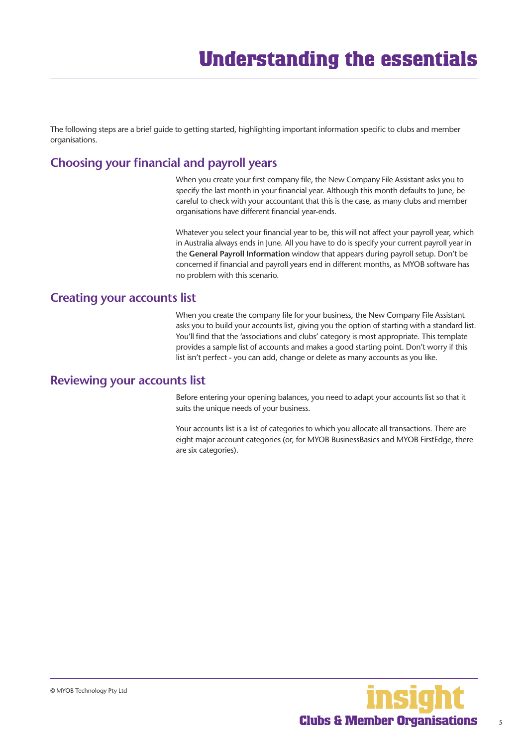# Understanding the essentials

The following steps are a brief guide to getting started, highlighting important information specific to clubs and member organisations.

## Choosing your financial and payroll years

When you create your first company file, the New Company File Assistant asks you to specify the last month in your financial year. Although this month defaults to June, be careful to check with your accountant that this is the case, as many clubs and member organisations have different financial year-ends.

Whatever you select your financial year to be, this will not affect your payroll year, which in Australia always ends in June. All you have to do is specify your current payroll year in the **General Payroll Information** window that appears during payroll setup. Don't be concerned if financial and payroll years end in different months, as MYOB software has no problem with this scenario.

## Creating your accounts list

When you create the company file for your business, the New Company File Assistant asks you to build your accounts list, giving you the option of starting with a standard list. You'll find that the 'associations and clubs' category is most appropriate. This template provides a sample list of accounts and makes a good starting point. Don't worry if this list isn't perfect - you can add, change or delete as many accounts as you like.

## Reviewing your accounts list

Before entering your opening balances, you need to adapt your accounts list so that it suits the unique needs of your business.

Your accounts list is a list of categories to which you allocate all transactions. There are eight major account categories (or, for MYOB BusinessBasics and MYOB FirstEdge, there are six categories).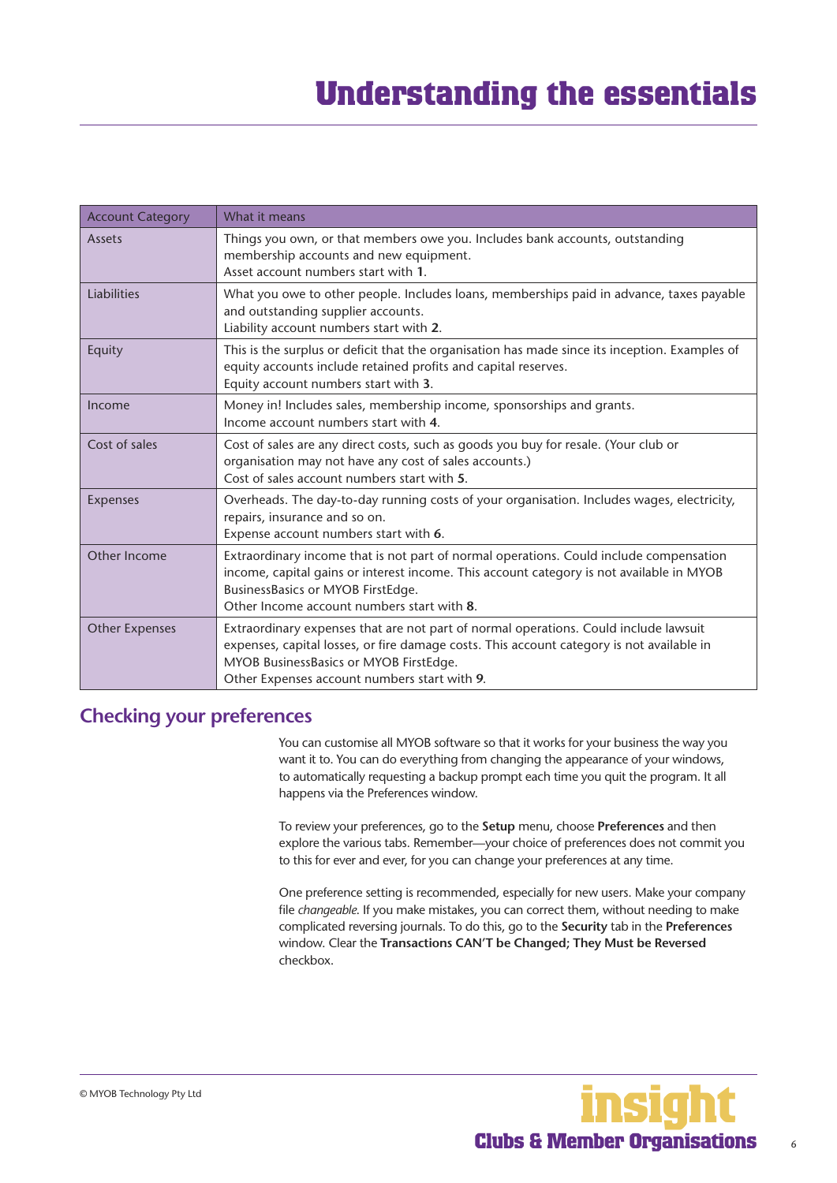# Understanding the essentials

| Account Category | What it means |
|---|---|
| Assets | Things you own, or that members owe you. Includes bank accounts, outstanding membership accounts and new equipment.<br>Asset account numbers start with **1**. |
| Liabilities | What you owe to other people. Includes loans, memberships paid in advance, taxes payable and outstanding supplier accounts.<br>Liability account numbers start with **2**. |
| Equity | This is the surplus or deficit that the organisation has made since its inception. Examples of equity accounts include retained profits and capital reserves.<br>Equity account numbers start with **3**. |
| Income | Money in! Includes sales, membership income, sponsorships and grants.<br>Income account numbers start with **4**. |
| Cost of sales | Cost of sales are any direct costs, such as goods you buy for resale. (Your club or organisation may not have any cost of sales accounts.)<br>Cost of sales account numbers start with **5**. |
| Expenses | Overheads. The day-to-day running costs of your organisation. Includes wages, electricity, repairs, insurance and so on.<br>Expense account numbers start with **6**. |
| Other Income | Extraordinary income that is not part of normal operations. Could include compensation income, capital gains or interest income. This account category is not available in MYOB BusinessBasics or MYOB FirstEdge.<br>Other Income account numbers start with **8**. |
| Other Expenses | Extraordinary expenses that are not part of normal operations. Could include lawsuit expenses, capital losses, or fire damage costs. This account category is not available in MYOB BusinessBasics or MYOB FirstEdge.<br>Other Expenses account numbers start with **9**. |

## Checking your preferences

You can customise all MYOB software so that it works for your business the way you want it to. You can do everything from changing the appearance of your windows, to automatically requesting a backup prompt each time you quit the program. It all happens via the Preferences window.

To review your preferences, go to the **Setup** menu, choose **Preferences** and then explore the various tabs. Remember—your choice of preferences does not commit you to this for ever and ever, for you can change your preferences at any time.

One preference setting is recommended, especially for new users. Make your company file *changeable*. If you make mistakes, you can correct them, without needing to make complicated reversing journals. To do this, go to the **Security** tab in the **Preferences** window. Clear the **Transactions CAN'T be Changed; They Must be Reversed** checkbox.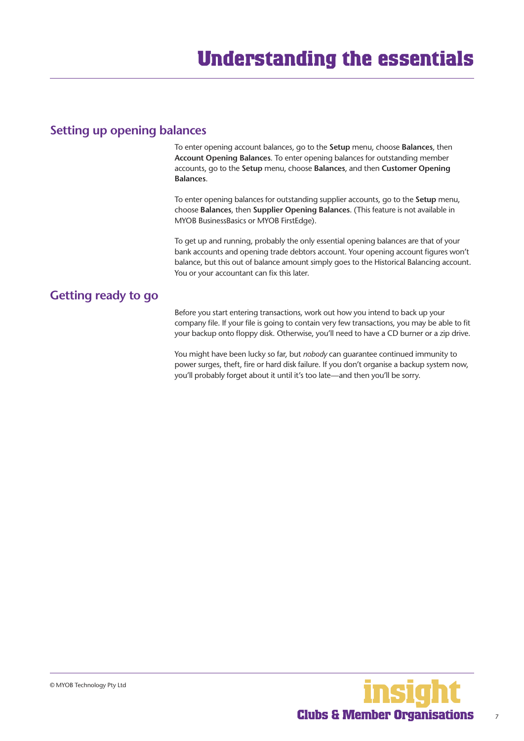# Understanding the essentials

## Setting up opening balances

To enter opening account balances, go to the **Setup** menu, choose **Balances**, then **Account Opening Balances**. To enter opening balances for outstanding member accounts, go to the **Setup** menu, choose **Balances**, and then **Customer Opening Balances**.

To enter opening balances for outstanding supplier accounts, go to the **Setup** menu, choose **Balances**, then **Supplier Opening Balances**. (This feature is not available in MYOB BusinessBasics or MYOB FirstEdge).

To get up and running, probably the only essential opening balances are that of your bank accounts and opening trade debtors account. Your opening account figures won't balance, but this out of balance amount simply goes to the Historical Balancing account. You or your accountant can fix this later.

## Getting ready to go

Before you start entering transactions, work out how you intend to back up your company file. If your file is going to contain very few transactions, you may be able to fit your backup onto floppy disk. Otherwise, you'll need to have a CD burner or a zip drive.

You might have been lucky so far, but *nobody* can guarantee continued immunity to power surges, theft, fire or hard disk failure. If you don't organise a backup system now, you'll probably forget about it until it's too late—and then you'll be sorry.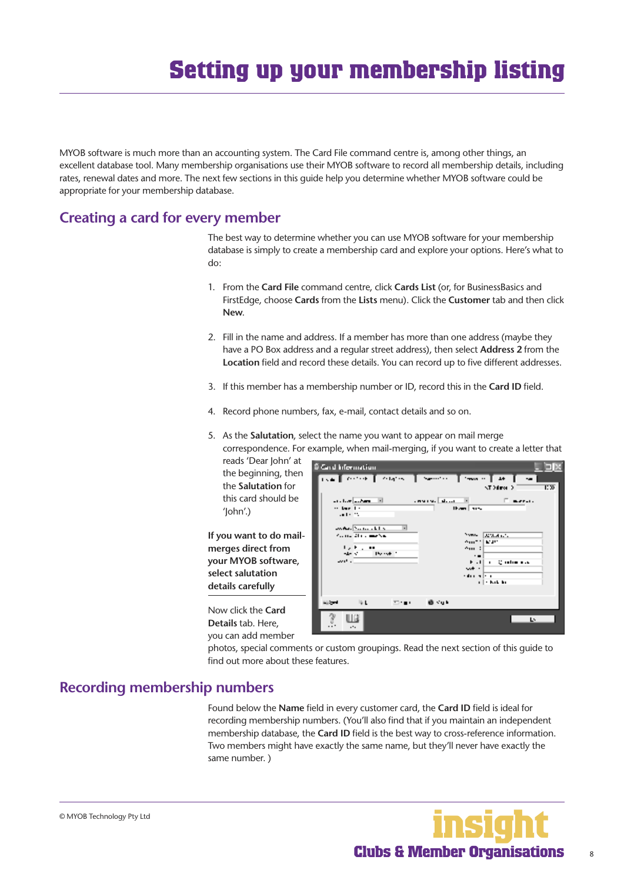# Setting up your membership listing

MYOB software is much more than an accounting system. The Card File command centre is, among other things, an excellent database tool. Many membership organisations use their MYOB software to record all membership details, including rates, renewal dates and more. The next few sections in this guide help you determine whether MYOB software could be appropriate for your membership database.

## Creating a card for every member

The best way to determine whether you can use MYOB software for your membership database is simply to create a membership card and explore your options. Here's what to do:

1. From the **Card File** command centre, click **Cards List** (or, for BusinessBasics and FirstEdge, choose **Cards** from the **Lists** menu). Click the **Customer** tab and then click **New**.
2. Fill in the name and address. If a member has more than one address (maybe they have a PO Box address and a regular street address), then select **Address 2** from the **Location** field and record these details. You can record up to five different addresses.
3. If this member has a membership number or ID, record this in the **Card ID** field.
4. Record phone numbers, fax, e-mail, contact details and so on.
5. As the **Salutation**, select the name you want to appear on mail merge correspondence. For example, when mail-merging, if you want to create a letter that reads 'Dear John' at the beginning, then the **Salutation** for this card should be 'John'.)

**If you want to do mail-merges direct from your MYOB software, select salutation details carefully**

Now click the **Card Details** tab. Here, you can add member photos, special comments or custom groupings. Read the next section of this guide to find out more about these features.

## Recording membership numbers

Found below the **Name** field in every customer card, the **Card ID** field is ideal for recording membership numbers. (You'll also find that if you maintain an independent membership database, the **Card ID** field is the best way to cross-reference information. Two members might have exactly the same name, but they'll never have exactly the same number. )

© MYOB Technology Pty Ltd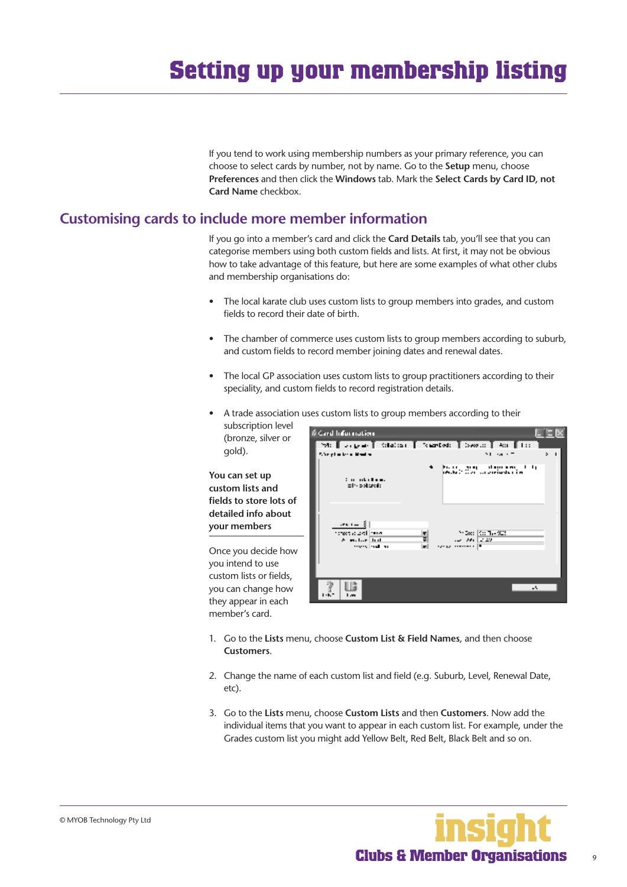# Setting up your membership listing

If you tend to work using membership numbers as your primary reference, you can choose to select cards by number, not by name. Go to the **Setup** menu, choose **Preferences** and then click the **Windows** tab. Mark the **Select Cards by Card ID, not Card Name** checkbox.

## Customising cards to include more member information

If you go into a member's card and click the **Card Details** tab, you'll see that you can categorise members using both custom fields and lists. At first, it may not be obvious how to take advantage of this feature, but here are some examples of what other clubs and membership organisations do:

- The local karate club uses custom lists to group members into grades, and custom fields to record their date of birth.
- The chamber of commerce uses custom lists to group members according to suburb, and custom fields to record member joining dates and renewal dates.
- The local GP association uses custom lists to group practitioners according to their speciality, and custom fields to record registration details.
- A trade association uses custom lists to group members according to their subscription level (bronze, silver or gold).

**You can set up custom lists and fields to store lots of detailed info about your members**

Once you decide how you intend to use custom lists or fields, you can change how they appear in each member's card.

1. Go to the **Lists** menu, choose **Custom List & Field Names**, and then choose **Customers**.
2. Change the name of each custom list and field (e.g. Suburb, Level, Renewal Date, etc).
3. Go to the **Lists** menu, choose **Custom Lists** and then **Customers**. Now add the individual items that you want to appear in each custom list. For example, under the Grades custom list you might add Yellow Belt, Red Belt, Black Belt and so on.

© MYOB Technology Pty Ltd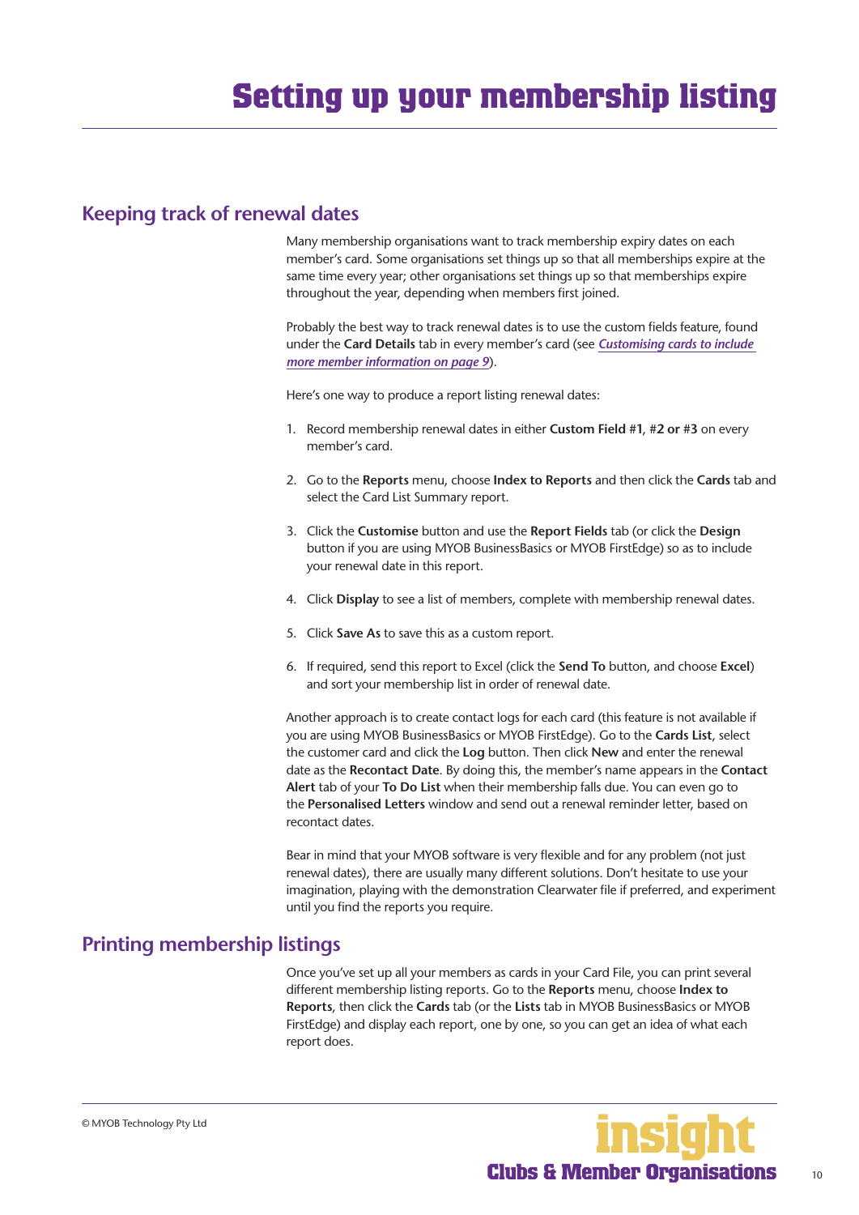# Setting up your membership listing

## Keeping track of renewal dates

Many membership organisations want to track membership expiry dates on each member's card. Some organisations set things up so that all memberships expire at the same time every year; other organisations set things up so that memberships expire throughout the year, depending when members first joined.

Probably the best way to track renewal dates is to use the custom fields feature, found under the **Card Details** tab in every member's card (see ***Customising cards to include more member information on page 9***).

Here's one way to produce a report listing renewal dates:

1. Record membership renewal dates in either **Custom Field #1**, **#2 or #3** on every member's card.
2. Go to the **Reports** menu, choose **Index to Reports** and then click the **Cards** tab and select the Card List Summary report.
3. Click the **Customise** button and use the **Report Fields** tab (or click the **Design** button if you are using MYOB BusinessBasics or MYOB FirstEdge) so as to include your renewal date in this report.
4. Click **Display** to see a list of members, complete with membership renewal dates.
5. Click **Save As** to save this as a custom report.
6. If required, send this report to Excel (click the **Send To** button, and choose **Excel**) and sort your membership list in order of renewal date.

Another approach is to create contact logs for each card (this feature is not available if you are using MYOB BusinessBasics or MYOB FirstEdge). Go to the **Cards List**, select the customer card and click the **Log** button. Then click **New** and enter the renewal date as the **Recontact Date**. By doing this, the member's name appears in the **Contact Alert** tab of your **To Do List** when their membership falls due. You can even go to the **Personalised Letters** window and send out a renewal reminder letter, based on recontact dates.

Bear in mind that your MYOB software is very flexible and for any problem (not just renewal dates), there are usually many different solutions. Don't hesitate to use your imagination, playing with the demonstration Clearwater file if preferred, and experiment until you find the reports you require.

## Printing membership listings

Once you've set up all your members as cards in your Card File, you can print several different membership listing reports. Go to the **Reports** menu, choose **Index to Reports**, then click the **Cards** tab (or the **Lists** tab in MYOB BusinessBasics or MYOB FirstEdge) and display each report, one by one, so you can get an idea of what each report does.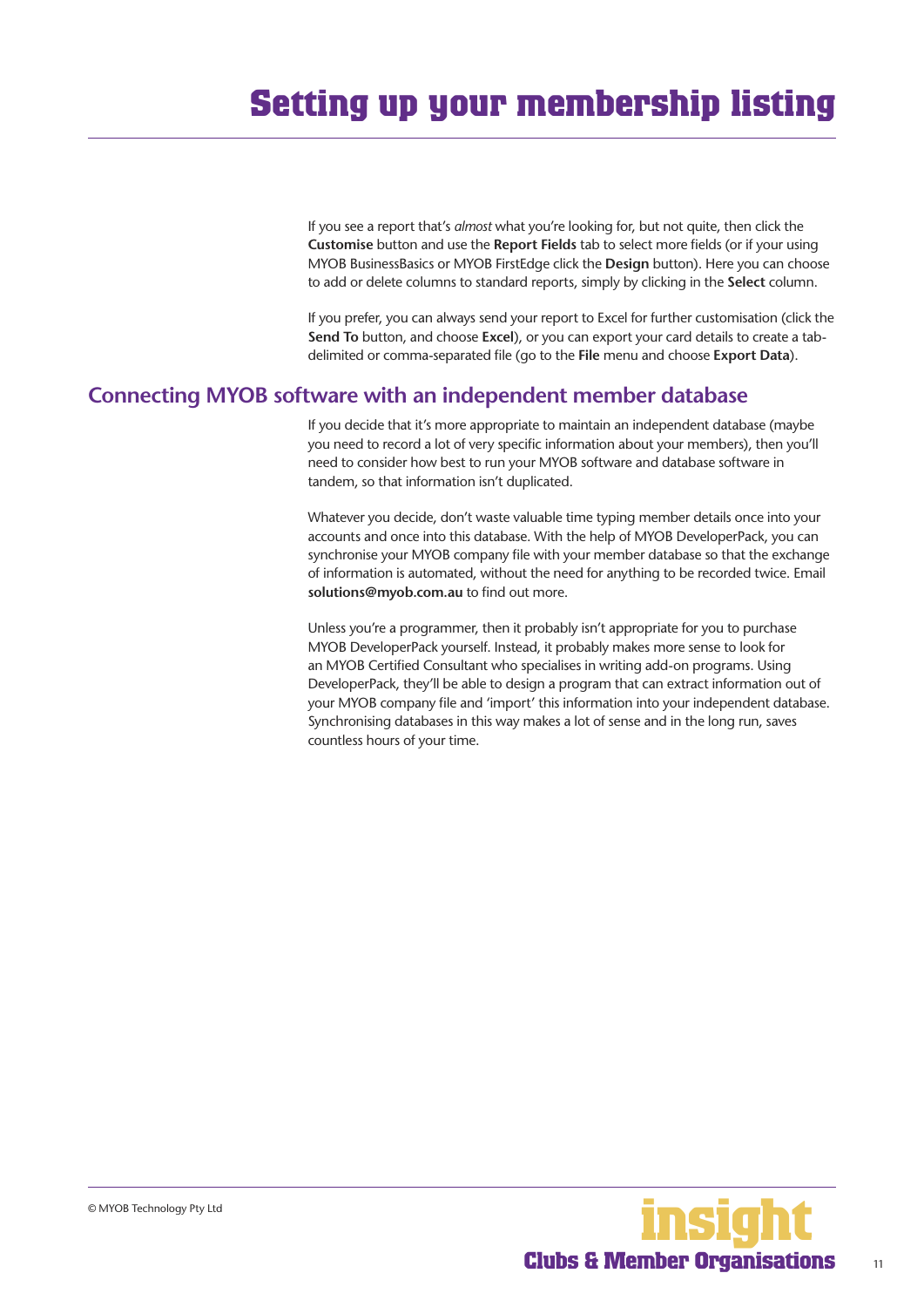# Setting up your membership listing

If you see a report that's *almost* what you're looking for, but not quite, then click the **Customise** button and use the **Report Fields** tab to select more fields (or if your using MYOB BusinessBasics or MYOB FirstEdge click the **Design** button). Here you can choose to add or delete columns to standard reports, simply by clicking in the **Select** column.

If you prefer, you can always send your report to Excel for further customisation (click the **Send To** button, and choose **Excel**), or you can export your card details to create a tab-delimited or comma-separated file (go to the **File** menu and choose **Export Data**).

## Connecting MYOB software with an independent member database

If you decide that it's more appropriate to maintain an independent database (maybe you need to record a lot of very specific information about your members), then you'll need to consider how best to run your MYOB software and database software in tandem, so that information isn't duplicated.

Whatever you decide, don't waste valuable time typing member details once into your accounts and once into this database. With the help of MYOB DeveloperPack, you can synchronise your MYOB company file with your member database so that the exchange of information is automated, without the need for anything to be recorded twice. Email **solutions@myob.com.au** to find out more.

Unless you're a programmer, then it probably isn't appropriate for you to purchase MYOB DeveloperPack yourself. Instead, it probably makes more sense to look for an MYOB Certified Consultant who specialises in writing add-on programs. Using DeveloperPack, they'll be able to design a program that can extract information out of your MYOB company file and 'import' this information into your independent database. Synchronising databases in this way makes a lot of sense and in the long run, saves countless hours of your time.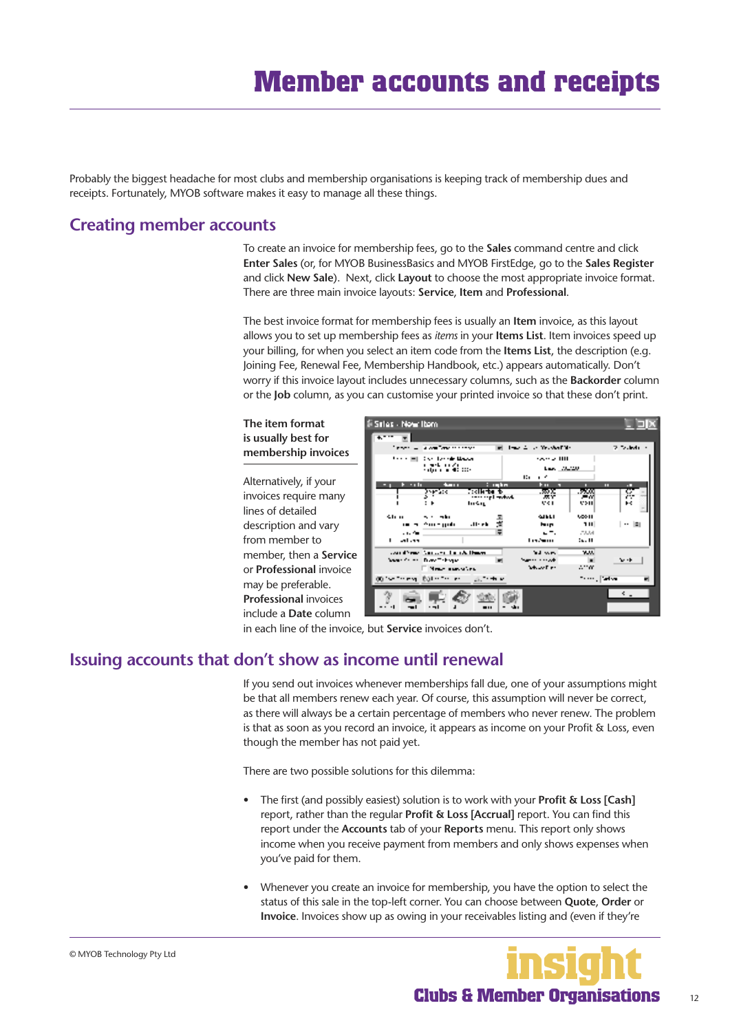# Member accounts and receipts

Probably the biggest headache for most clubs and membership organisations is keeping track of membership dues and receipts. Fortunately, MYOB software makes it easy to manage all these things.

## Creating member accounts

To create an invoice for membership fees, go to the **Sales** command centre and click **Enter Sales** (or, for MYOB BusinessBasics and MYOB FirstEdge, go to the **Sales Register** and click **New Sale**). Next, click **Layout** to choose the most appropriate invoice format. There are three main invoice layouts: **Service**, **Item** and **Professional**.

The best invoice format for membership fees is usually an **Item** invoice, as this layout allows you to set up membership fees as *items* in your **Items List**. Item invoices speed up your billing, for when you select an item code from the **Items List**, the description (e.g. Joining Fee, Renewal Fee, Membership Handbook, etc.) appears automatically. Don't worry if this invoice layout includes unnecessary columns, such as the **Backorder** column or the **Job** column, as you can customise your printed invoice so that these don't print.

**The item format is usually best for membership invoices**

Alternatively, if your invoices require many lines of detailed description and vary from member to member, then a **Service** or **Professional** invoice may be preferable. **Professional** invoices include a **Date** column in each line of the invoice, but **Service** invoices don't.

## Issuing accounts that don't show as income until renewal

If you send out invoices whenever memberships fall due, one of your assumptions might be that all members renew each year. Of course, this assumption will never be correct, as there will always be a certain percentage of members who never renew. The problem is that as soon as you record an invoice, it appears as income on your Profit & Loss, even though the member has not paid yet.

There are two possible solutions for this dilemma:

- The first (and possibly easiest) solution is to work with your **Profit & Loss [Cash]** report, rather than the regular **Profit & Loss [Accrual]** report. You can find this report under the **Accounts** tab of your **Reports** menu. This report only shows income when you receive payment from members and only shows expenses when you've paid for them.
- Whenever you create an invoice for membership, you have the option to select the status of this sale in the top-left corner. You can choose between **Quote**, **Order** or **Invoice**. Invoices show up as owing in your receivables listing and (even if they're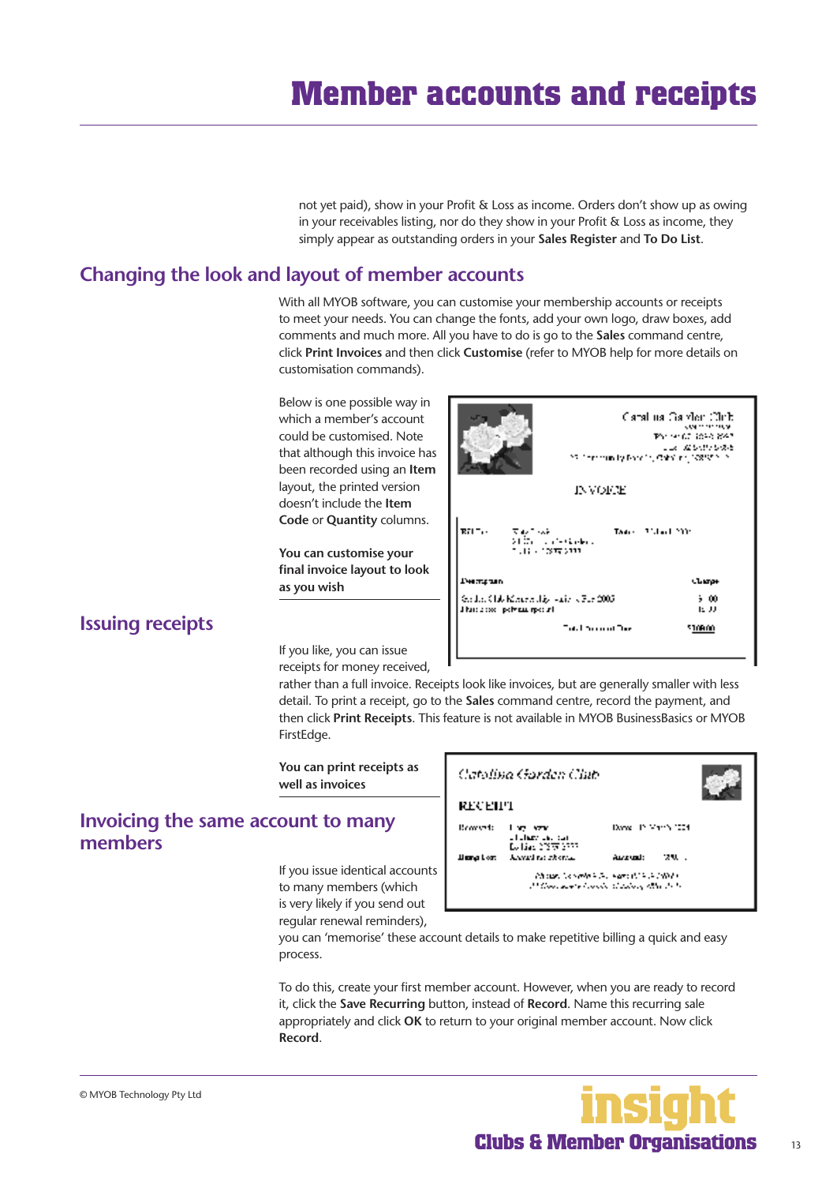# Member accounts and receipts

not yet paid), show in your Profit & Loss as income. Orders don't show up as owing in your receivables listing, nor do they show in your Profit & Loss as income, they simply appear as outstanding orders in your **Sales Register** and **To Do List**.

## Changing the look and layout of member accounts

With all MYOB software, you can customise your membership accounts or receipts to meet your needs. You can change the fonts, add your own logo, draw boxes, add comments and much more. All you have to do is go to the **Sales** command centre, click **Print Invoices** and then click **Customise** (refer to MYOB help for more details on customisation commands).

Below is one possible way in which a member's account could be customised. Note that although this invoice has been recorded using an **Item** layout, the printed version doesn't include the **Item Code** or **Quantity** columns.

**You can customise your final invoice layout to look as you wish**

## Issuing receipts

If you like, you can issue receipts for money received, rather than a full invoice. Receipts look like invoices, but are generally smaller with less detail. To print a receipt, go to the **Sales** command centre, record the payment, and then click **Print Receipts**. This feature is not available in MYOB BusinessBasics or MYOB FirstEdge.

**You can print receipts as well as invoices**

## Invoicing the same account to many members

If you issue identical accounts to many members (which is very likely if you send out regular renewal reminders), you can 'memorise' these account details to make repetitive billing a quick and easy process.

To do this, create your first member account. However, when you are ready to record it, click the **Save Recurring** button, instead of **Record**. Name this recurring sale appropriately and click **OK** to return to your original member account. Now click **Record**.

© MYOB Technology Pty Ltd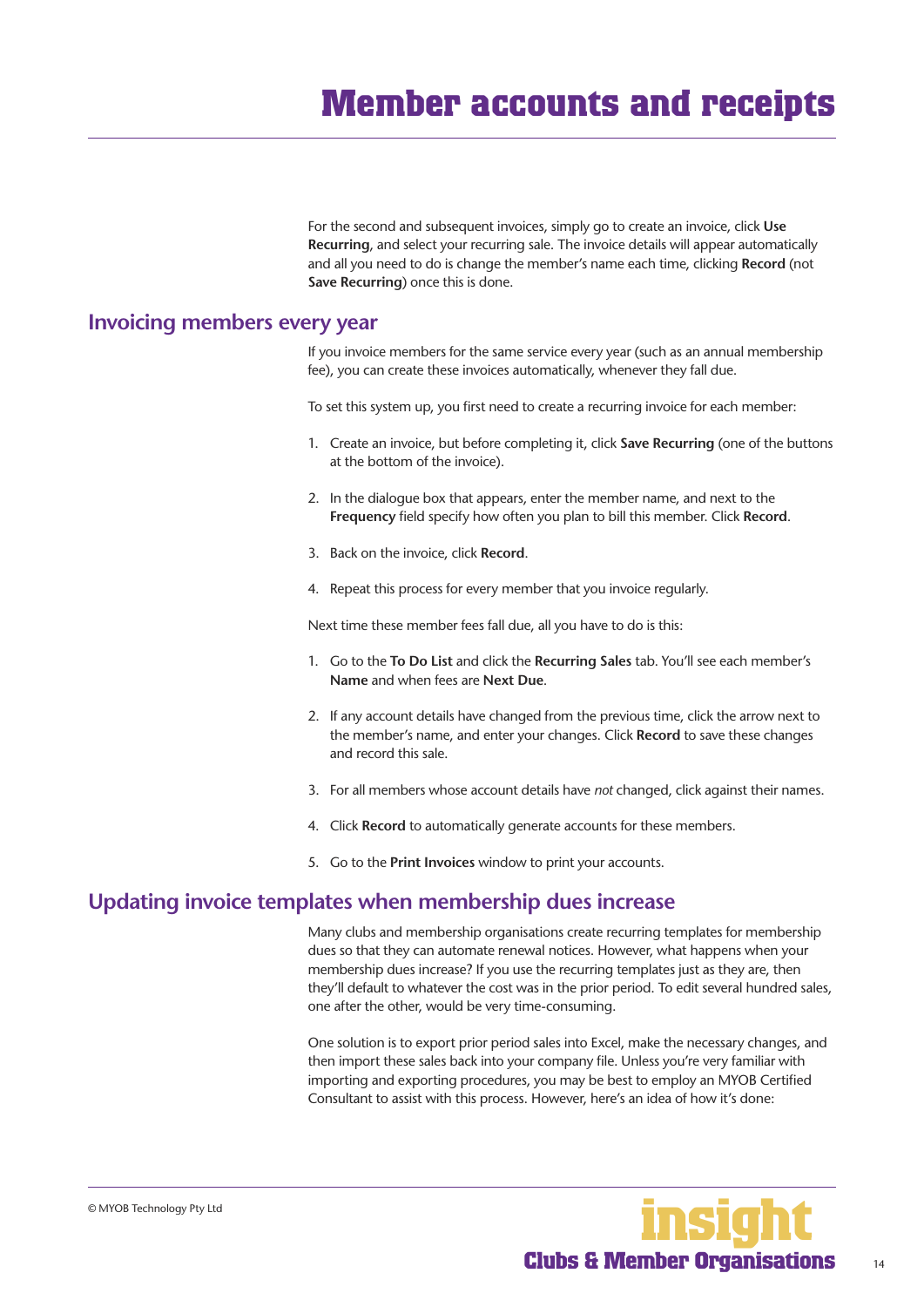# Member accounts and receipts

For the second and subsequent invoices, simply go to create an invoice, click **Use Recurring**, and select your recurring sale. The invoice details will appear automatically and all you need to do is change the member's name each time, clicking **Record** (not **Save Recurring**) once this is done.

## Invoicing members every year

If you invoice members for the same service every year (such as an annual membership fee), you can create these invoices automatically, whenever they fall due.

To set this system up, you first need to create a recurring invoice for each member:

1. Create an invoice, but before completing it, click **Save Recurring** (one of the buttons at the bottom of the invoice).
2. In the dialogue box that appears, enter the member name, and next to the **Frequency** field specify how often you plan to bill this member. Click **Record**.
3. Back on the invoice, click **Record**.
4. Repeat this process for every member that you invoice regularly.

Next time these member fees fall due, all you have to do is this:

1. Go to the **To Do List** and click the **Recurring Sales** tab. You'll see each member's **Name** and when fees are **Next Due**.
2. If any account details have changed from the previous time, click the arrow next to the member's name, and enter your changes. Click **Record** to save these changes and record this sale.
3. For all members whose account details have *not* changed, click against their names.
4. Click **Record** to automatically generate accounts for these members.
5. Go to the **Print Invoices** window to print your accounts.

## Updating invoice templates when membership dues increase

Many clubs and membership organisations create recurring templates for membership dues so that they can automate renewal notices. However, what happens when your membership dues increase? If you use the recurring templates just as they are, then they'll default to whatever the cost was in the prior period. To edit several hundred sales, one after the other, would be very time-consuming.

One solution is to export prior period sales into Excel, make the necessary changes, and then import these sales back into your company file. Unless you're very familiar with importing and exporting procedures, you may be best to employ an MYOB Certified Consultant to assist with this process. However, here's an idea of how it's done: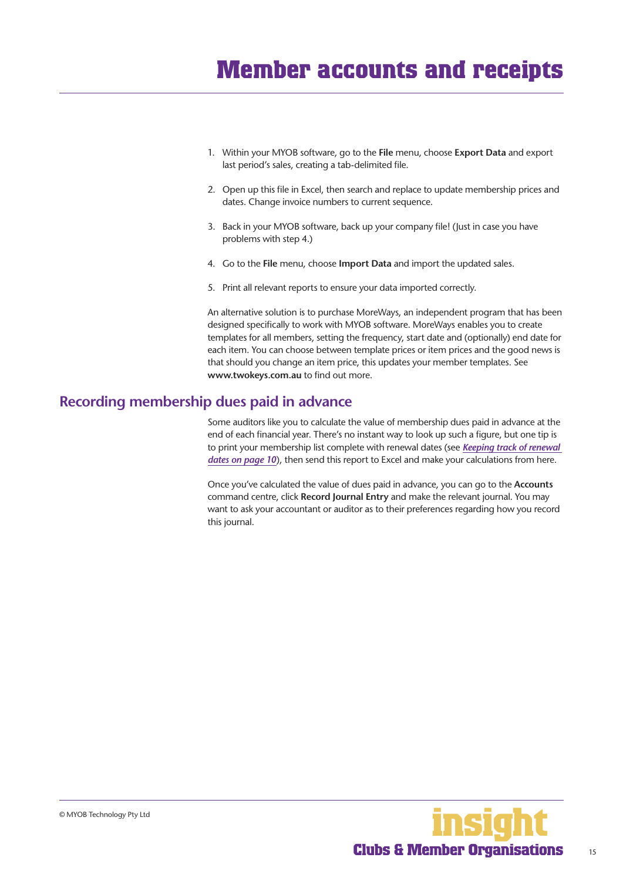# Member accounts and receipts

1. Within your MYOB software, go to the **File** menu, choose **Export Data** and export last period's sales, creating a tab-delimited file.
2. Open up this file in Excel, then search and replace to update membership prices and dates. Change invoice numbers to current sequence.
3. Back in your MYOB software, back up your company file! (Just in case you have problems with step 4.)
4. Go to the **File** menu, choose **Import Data** and import the updated sales.
5. Print all relevant reports to ensure your data imported correctly.

An alternative solution is to purchase MoreWays, an independent program that has been designed specifically to work with MYOB software. MoreWays enables you to create templates for all members, setting the frequency, start date and (optionally) end date for each item. You can choose between template prices or item prices and the good news is that should you change an item price, this updates your member templates. See **www.twokeys.com.au** to find out more.

## Recording membership dues paid in advance

Some auditors like you to calculate the value of membership dues paid in advance at the end of each financial year. There's no instant way to look up such a figure, but one tip is to print your membership list complete with renewal dates (see ***Keeping track of renewal dates on page 10***), then send this report to Excel and make your calculations from here.

Once you've calculated the value of dues paid in advance, you can go to the **Accounts** command centre, click **Record Journal Entry** and make the relevant journal. You may want to ask your accountant or auditor as to their preferences regarding how you record this journal.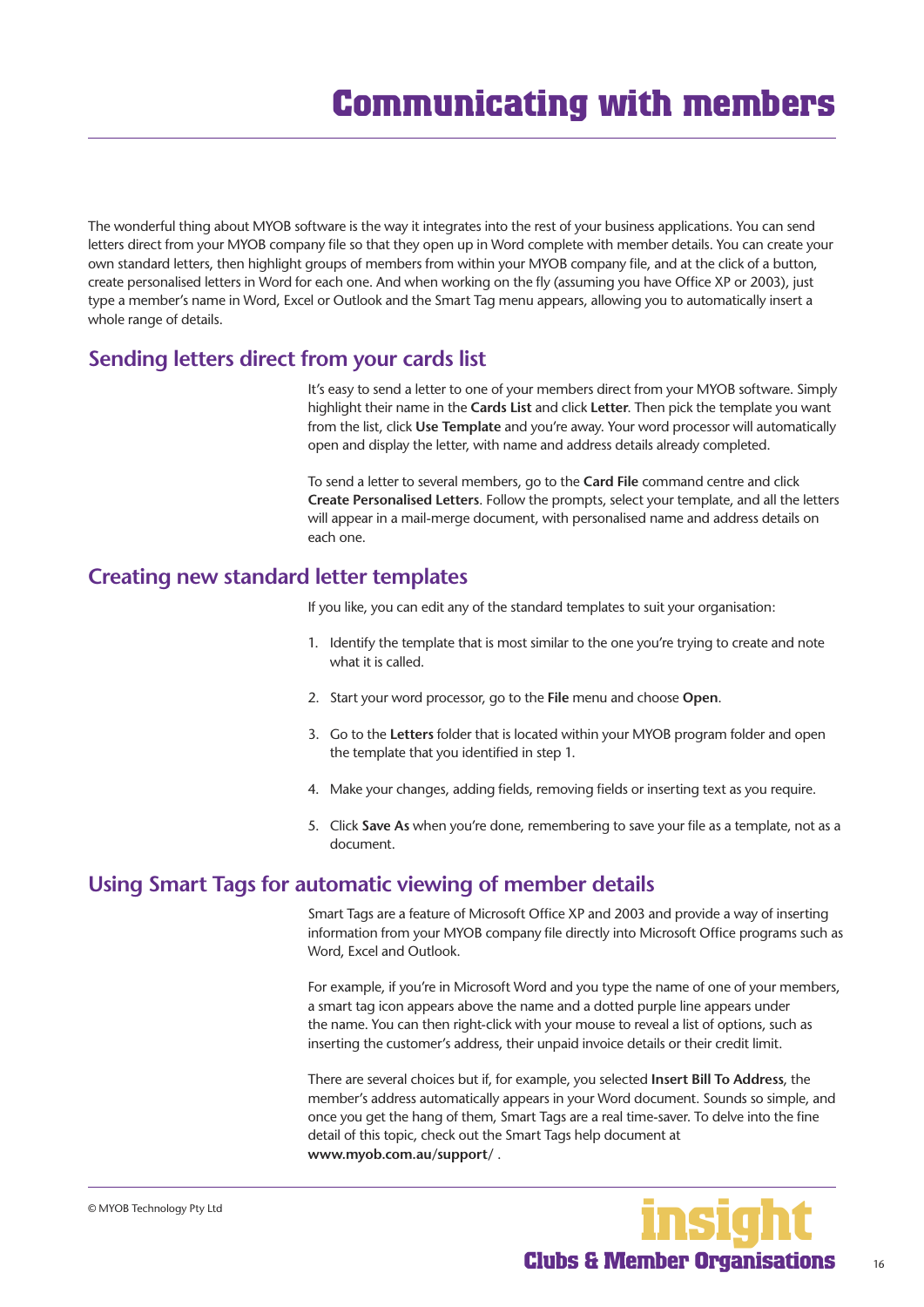# Communicating with members

The wonderful thing about MYOB software is the way it integrates into the rest of your business applications. You can send letters direct from your MYOB company file so that they open up in Word complete with member details. You can create your own standard letters, then highlight groups of members from within your MYOB company file, and at the click of a button, create personalised letters in Word for each one. And when working on the fly (assuming you have Office XP or 2003), just type a member's name in Word, Excel or Outlook and the Smart Tag menu appears, allowing you to automatically insert a whole range of details.

## Sending letters direct from your cards list

It's easy to send a letter to one of your members direct from your MYOB software. Simply highlight their name in the **Cards List** and click **Letter**. Then pick the template you want from the list, click **Use Template** and you're away. Your word processor will automatically open and display the letter, with name and address details already completed.

To send a letter to several members, go to the **Card File** command centre and click **Create Personalised Letters**. Follow the prompts, select your template, and all the letters will appear in a mail-merge document, with personalised name and address details on each one.

## Creating new standard letter templates

If you like, you can edit any of the standard templates to suit your organisation:

1. Identify the template that is most similar to the one you're trying to create and note what it is called.
2. Start your word processor, go to the **File** menu and choose **Open**.
3. Go to the **Letters** folder that is located within your MYOB program folder and open the template that you identified in step 1.
4. Make your changes, adding fields, removing fields or inserting text as you require.
5. Click **Save As** when you're done, remembering to save your file as a template, not as a document.

## Using Smart Tags for automatic viewing of member details

Smart Tags are a feature of Microsoft Office XP and 2003 and provide a way of inserting information from your MYOB company file directly into Microsoft Office programs such as Word, Excel and Outlook.

For example, if you're in Microsoft Word and you type the name of one of your members, a smart tag icon appears above the name and a dotted purple line appears under the name. You can then right-click with your mouse to reveal a list of options, such as inserting the customer's address, their unpaid invoice details or their credit limit.

There are several choices but if, for example, you selected **Insert Bill To Address**, the member's address automatically appears in your Word document. Sounds so simple, and once you get the hang of them, Smart Tags are a real time-saver. To delve into the fine detail of this topic, check out the Smart Tags help document at **www.myob.com.au/support/** .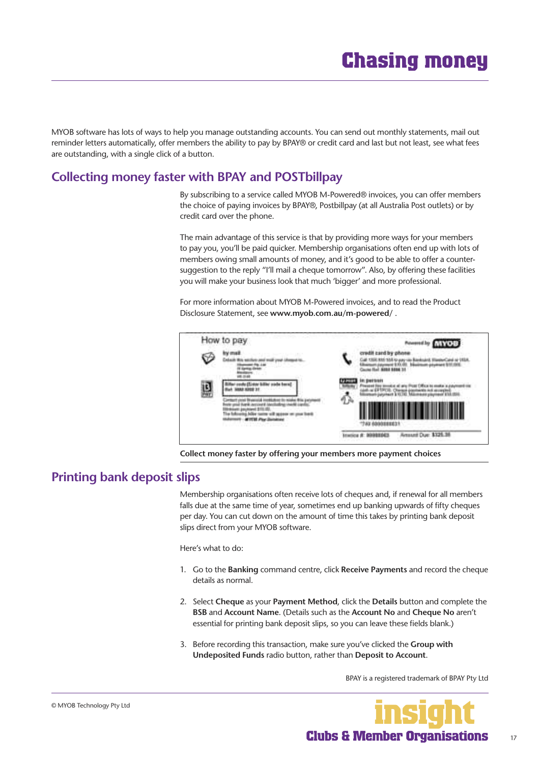# Chasing money

MYOB software has lots of ways to help you manage outstanding accounts. You can send out monthly statements, mail out reminder letters automatically, offer members the ability to pay by BPAY® or credit card and last but not least, see what fees are outstanding, with a single click of a button.

## Collecting money faster with BPAY and POSTbillpay

By subscribing to a service called MYOB M-Powered® invoices, you can offer members the choice of paying invoices by BPAY®, Postbillpay (at all Australia Post outlets) or by credit card over the phone.

The main advantage of this service is that by providing more ways for your members to pay you, you'll be paid quicker. Membership organisations often end up with lots of members owing small amounts of money, and it's good to be able to offer a counter-suggestion to the reply "I'll mail a cheque tomorrow". Also, by offering these facilities you will make your business look that much 'bigger' and more professional.

For more information about MYOB M-Powered invoices, and to read the Product Disclosure Statement, see **www.myob.com.au/m-powered/** .

**Collect money faster by offering your members more payment choices**

## Printing bank deposit slips

Membership organisations often receive lots of cheques and, if renewal for all members falls due at the same time of year, sometimes end up banking upwards of fifty cheques per day. You can cut down on the amount of time this takes by printing bank deposit slips direct from your MYOB software.

Here's what to do:

1. Go to the **Banking** command centre, click **Receive Payments** and record the cheque details as normal.

2. Select **Cheque** as your **Payment Method**, click the **Details** button and complete the **BSB** and **Account Name**. (Details such as the **Account No** and **Cheque No** aren't essential for printing bank deposit slips, so you can leave these fields blank.)

3. Before recording this transaction, make sure you've clicked the **Group with Undeposited Funds** radio button, rather than **Deposit to Account**.

BPAY is a registered trademark of BPAY Pty Ltd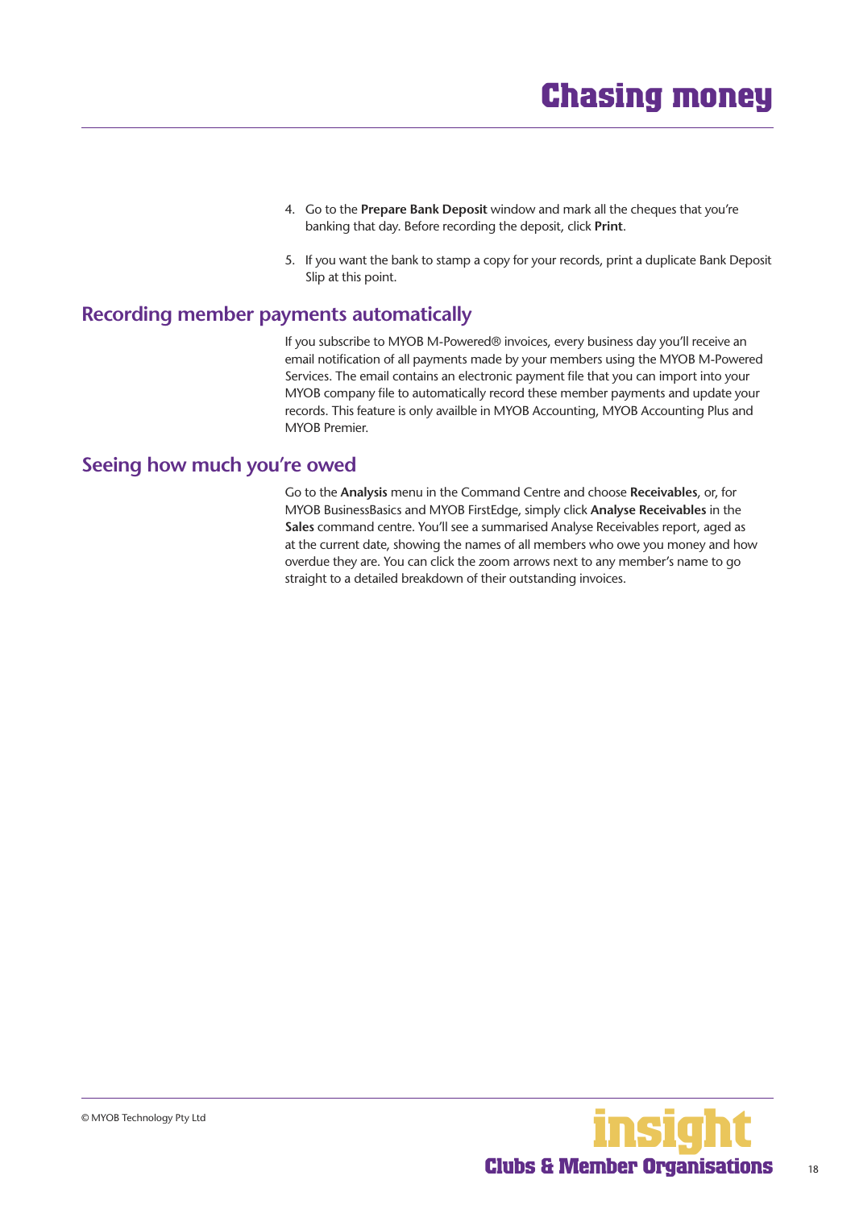4. Go to the **Prepare Bank Deposit** window and mark all the cheques that you're banking that day. Before recording the deposit, click **Print**.

5. If you want the bank to stamp a copy for your records, print a duplicate Bank Deposit Slip at this point.

## Recording member payments automatically

If you subscribe to MYOB M-Powered® invoices, every business day you'll receive an email notification of all payments made by your members using the MYOB M-Powered Services. The email contains an electronic payment file that you can import into your MYOB company file to automatically record these member payments and update your records. This feature is only availble in MYOB Accounting, MYOB Accounting Plus and MYOB Premier.

## Seeing how much you're owed

Go to the **Analysis** menu in the Command Centre and choose **Receivables**, or, for MYOB BusinessBasics and MYOB FirstEdge, simply click **Analyse Receivables** in the **Sales** command centre. You'll see a summarised Analyse Receivables report, aged as at the current date, showing the names of all members who owe you money and how overdue they are. You can click the zoom arrows next to any member's name to go straight to a detailed breakdown of their outstanding invoices.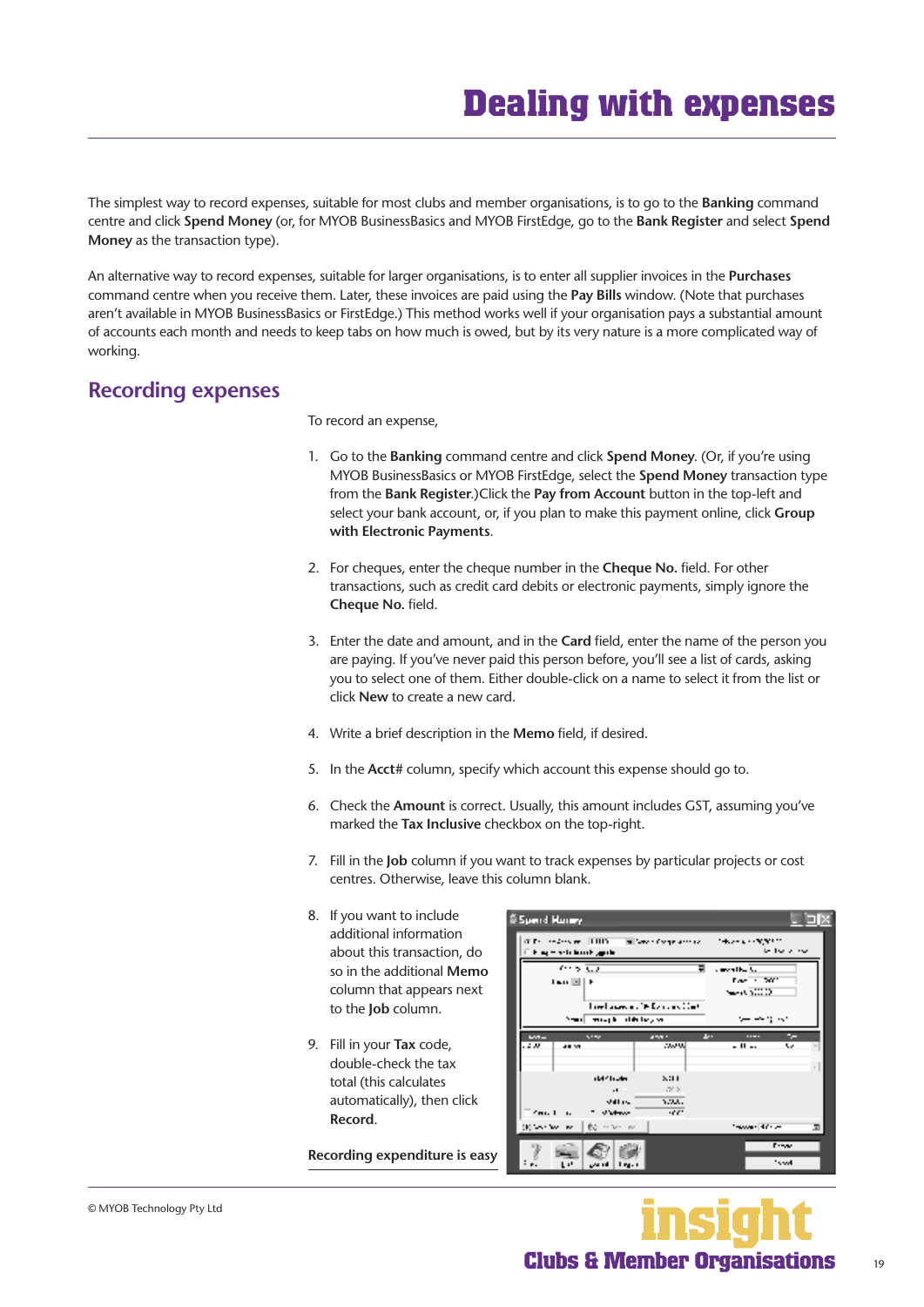# Dealing with expenses

The simplest way to record expenses, suitable for most clubs and member organisations, is to go to the **Banking** command centre and click **Spend Money** (or, for MYOB BusinessBasics and MYOB FirstEdge, go to the **Bank Register** and select **Spend Money** as the transaction type).

An alternative way to record expenses, suitable for larger organisations, is to enter all supplier invoices in the **Purchases** command centre when you receive them. Later, these invoices are paid using the **Pay Bills** window. (Note that purchases aren't available in MYOB BusinessBasics or FirstEdge.) This method works well if your organisation pays a substantial amount of accounts each month and needs to keep tabs on how much is owed, but by its very nature is a more complicated way of working.

## Recording expenses

To record an expense,

1. Go to the **Banking** command centre and click **Spend Money**. (Or, if you're using MYOB BusinessBasics or MYOB FirstEdge, select the **Spend Money** transaction type from the **Bank Register**.)Click the **Pay from Account** button in the top-left and select your bank account, or, if you plan to make this payment online, click **Group with Electronic Payments**.
2. For cheques, enter the cheque number in the **Cheque No.** field. For other transactions, such as credit card debits or electronic payments, simply ignore the **Cheque No.** field.
3. Enter the date and amount, and in the **Card** field, enter the name of the person you are paying. If you've never paid this person before, you'll see a list of cards, asking you to select one of them. Either double-click on a name to select it from the list or click **New** to create a new card.
4. Write a brief description in the **Memo** field, if desired.
5. In the **Acct#** column, specify which account this expense should go to.
6. Check the **Amount** is correct. Usually, this amount includes GST, assuming you've marked the **Tax Inclusive** checkbox on the top-right.
7. Fill in the **Job** column if you want to track expenses by particular projects or cost centres. Otherwise, leave this column blank.
8. If you want to include additional information about this transaction, do so in the additional **Memo** column that appears next to the **Job** column.
9. Fill in your **Tax** code, double-check the tax total (this calculates automatically), then click **Record**.

**Recording expenditure is easy**

© MYOB Technology Pty Ltd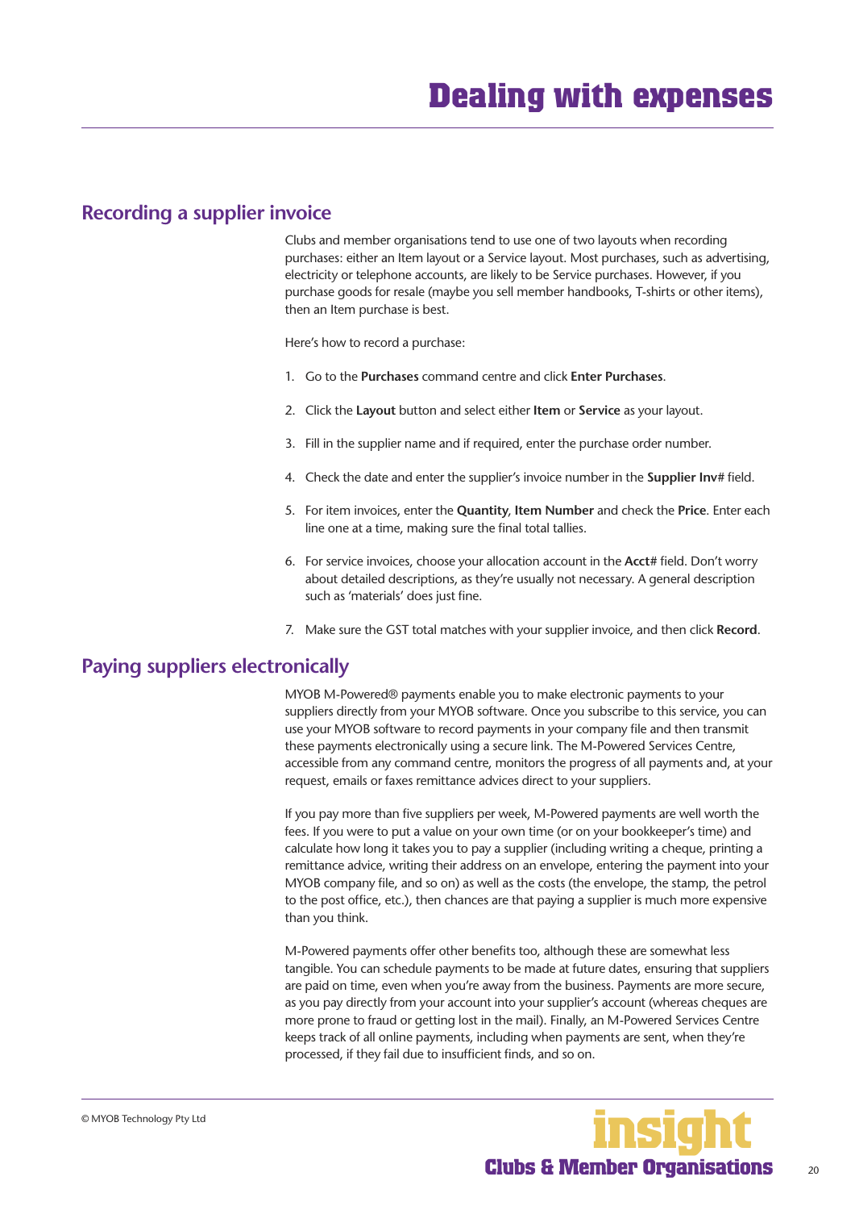# Dealing with expenses

## Recording a supplier invoice

Clubs and member organisations tend to use one of two layouts when recording purchases: either an Item layout or a Service layout. Most purchases, such as advertising, electricity or telephone accounts, are likely to be Service purchases. However, if you purchase goods for resale (maybe you sell member handbooks, T-shirts or other items), then an Item purchase is best.

Here's how to record a purchase:

1. Go to the **Purchases** command centre and click **Enter Purchases**.
2. Click the **Layout** button and select either **Item** or **Service** as your layout.
3. Fill in the supplier name and if required, enter the purchase order number.
4. Check the date and enter the supplier's invoice number in the **Supplier Inv#** field.
5. For item invoices, enter the **Quantity**, **Item Number** and check the **Price**. Enter each line one at a time, making sure the final total tallies.
6. For service invoices, choose your allocation account in the **Acct#** field. Don't worry about detailed descriptions, as they're usually not necessary. A general description such as 'materials' does just fine.
7. Make sure the GST total matches with your supplier invoice, and then click **Record**.

## Paying suppliers electronically

MYOB M-Powered® payments enable you to make electronic payments to your suppliers directly from your MYOB software. Once you subscribe to this service, you can use your MYOB software to record payments in your company file and then transmit these payments electronically using a secure link. The M-Powered Services Centre, accessible from any command centre, monitors the progress of all payments and, at your request, emails or faxes remittance advices direct to your suppliers.

If you pay more than five suppliers per week, M-Powered payments are well worth the fees. If you were to put a value on your own time (or on your bookkeeper's time) and calculate how long it takes you to pay a supplier (including writing a cheque, printing a remittance advice, writing their address on an envelope, entering the payment into your MYOB company file, and so on) as well as the costs (the envelope, the stamp, the petrol to the post office, etc.), then chances are that paying a supplier is much more expensive than you think.

M-Powered payments offer other benefits too, although these are somewhat less tangible. You can schedule payments to be made at future dates, ensuring that suppliers are paid on time, even when you're away from the business. Payments are more secure, as you pay directly from your account into your supplier's account (whereas cheques are more prone to fraud or getting lost in the mail). Finally, an M-Powered Services Centre keeps track of all online payments, including when payments are sent, when they're processed, if they fail due to insufficient finds, and so on.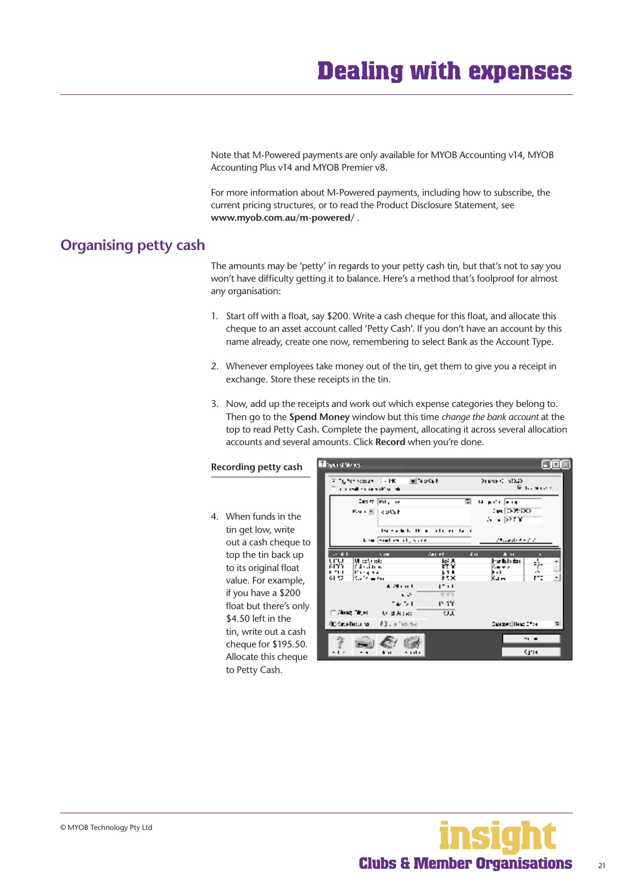# Dealing with expenses

Note that M-Powered payments are only available for MYOB Accounting v14, MYOB Accounting Plus v14 and MYOB Premier v8.

For more information about M-Powered payments, including how to subscribe, the current pricing structures, or to read the Product Disclosure Statement, see **www.myob.com.au/m-powered/** .

## Organising petty cash

The amounts may be 'petty' in regards to your petty cash tin, but that's not to say you won't have difficulty getting it to balance. Here's a method that's foolproof for almost any organisation:

1. Start off with a float, say $200. Write a cash cheque for this float, and allocate this cheque to an asset account called 'Petty Cash'. If you don't have an account by this name already, create one now, remembering to select Bank as the Account Type.
2. Whenever employees take money out of the tin, get them to give you a receipt in exchange. Store these receipts in the tin.
3. Now, add up the receipts and work out which expense categories they belong to. Then go to the **Spend Money** window but this time *change the bank account* at the top to read Petty Cash. Complete the payment, allocating it across several allocation accounts and several amounts. Click **Record** when you're done.

**Recording petty cash**

4. When funds in the tin get low, write out a cash cheque to top the tin back up to its original float value. For example, if you have a $200 float but there's only $4.50 left in the tin, write out a cash cheque for $195.50. Allocate this cheque to Petty Cash.

© MYOB Technology Pty Ltd

insight
Clubs & Member Organisations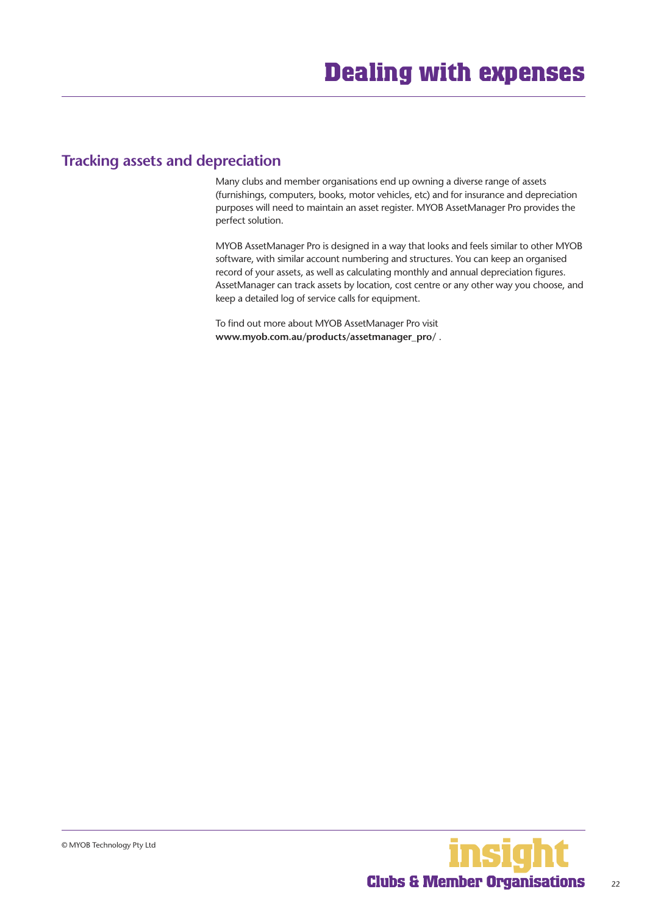# Dealing with expenses

## Tracking assets and depreciation

Many clubs and member organisations end up owning a diverse range of assets (furnishings, computers, books, motor vehicles, etc) and for insurance and depreciation purposes will need to maintain an asset register. MYOB AssetManager Pro provides the perfect solution.

MYOB AssetManager Pro is designed in a way that looks and feels similar to other MYOB software, with similar account numbering and structures. You can keep an organised record of your assets, as well as calculating monthly and annual depreciation figures. AssetManager can track assets by location, cost centre or any other way you choose, and keep a detailed log of service calls for equipment.

To find out more about MYOB AssetManager Pro visit **www.myob.com.au/products/assetmanager_pro/** .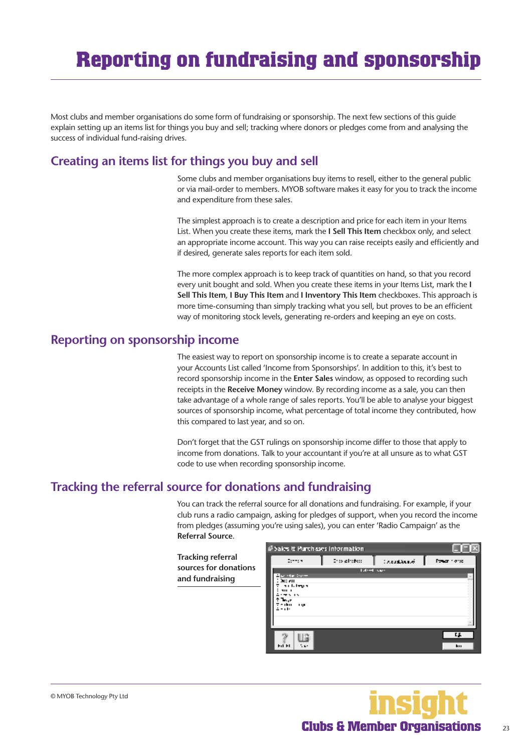# Reporting on fundraising and sponsorship

Most clubs and member organisations do some form of fundraising or sponsorship. The next few sections of this guide explain setting up an items list for things you buy and sell; tracking where donors or pledges come from and analysing the success of individual fund-raising drives.

## Creating an items list for things you buy and sell

Some clubs and member organisations buy items to resell, either to the general public or via mail-order to members. MYOB software makes it easy for you to track the income and expenditure from these sales.

The simplest approach is to create a description and price for each item in your Items List. When you create these items, mark the **I Sell This Item** checkbox only, and select an appropriate income account. This way you can raise receipts easily and efficiently and if desired, generate sales reports for each item sold.

The more complex approach is to keep track of quantities on hand, so that you record every unit bought and sold. When you create these items in your Items List, mark the **I Sell This Item**, **I Buy This Item** and **I Inventory This Item** checkboxes. This approach is more time-consuming than simply tracking what you sell, but proves to be an efficient way of monitoring stock levels, generating re-orders and keeping an eye on costs.

## Reporting on sponsorship income

The easiest way to report on sponsorship income is to create a separate account in your Accounts List called 'Income from Sponsorships'. In addition to this, it's best to record sponsorship income in the **Enter Sales** window, as opposed to recording such receipts in the **Receive Money** window. By recording income as a sale, you can then take advantage of a whole range of sales reports. You'll be able to analyse your biggest sources of sponsorship income, what percentage of total income they contributed, how this compared to last year, and so on.

Don't forget that the GST rulings on sponsorship income differ to those that apply to income from donations. Talk to your accountant if you're at all unsure as to what GST code to use when recording sponsorship income.

## Tracking the referral source for donations and fundraising

You can track the referral source for all donations and fundraising. For example, if your club runs a radio campaign, asking for pledges of support, when you record the income from pledges (assuming you're using sales), you can enter 'Radio Campaign' as the **Referral Source**.

**Tracking referral sources for donations and fundraising**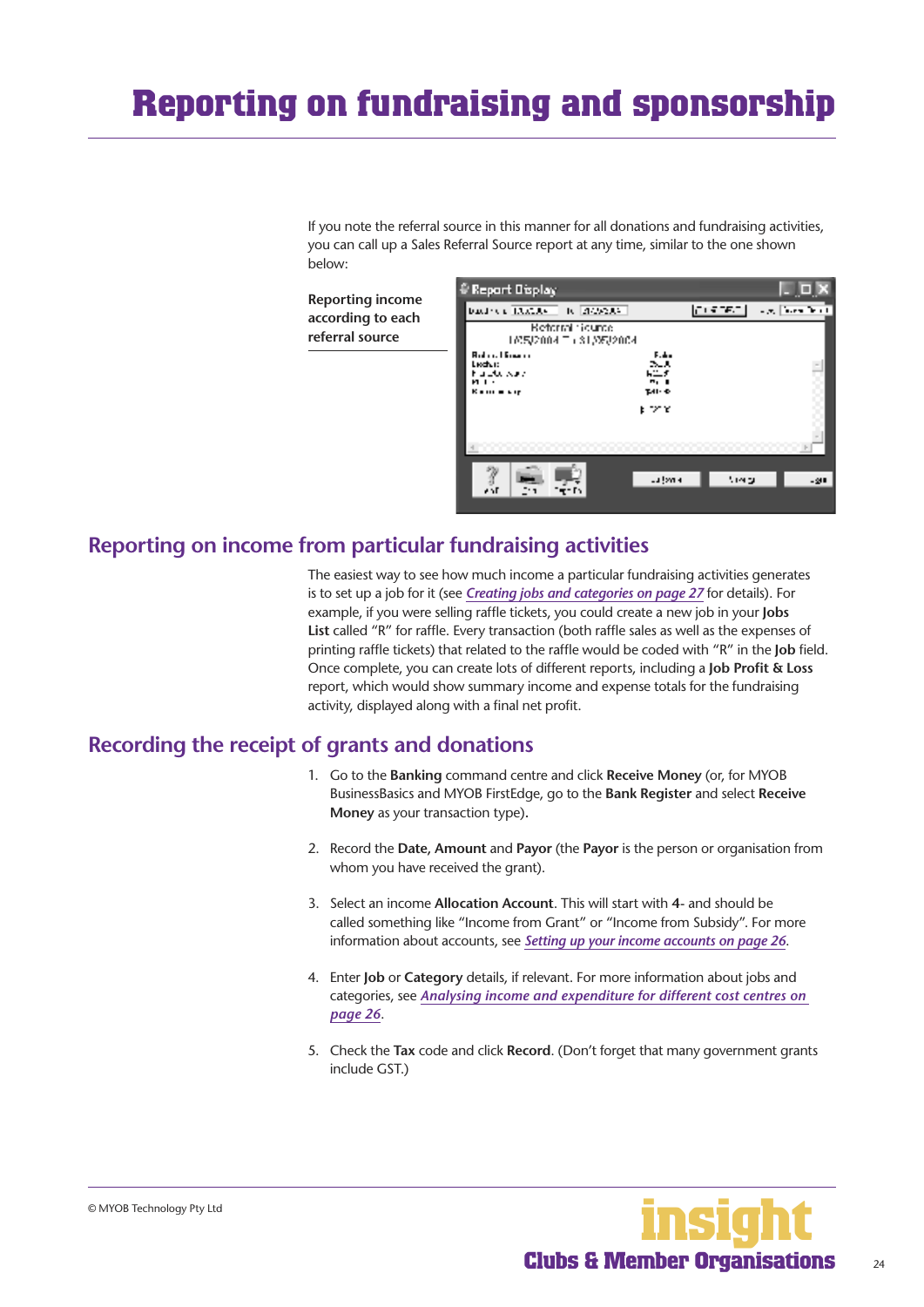# Reporting on fundraising and sponsorship

If you note the referral source in this manner for all donations and fundraising activities, you can call up a Sales Referral Source report at any time, similar to the one shown below:

**Reporting income according to each referral source**

## Reporting on income from particular fundraising activities

The easiest way to see how much income a particular fundraising activities generates is to set up a job for it (see *Creating jobs and categories on page 27* for details). For example, if you were selling raffle tickets, you could create a new job in your **Jobs List** called “R” for raffle. Every transaction (both raffle sales as well as the expenses of printing raffle tickets) that related to the raffle would be coded with “R” in the **Job** field. Once complete, you can create lots of different reports, including a **Job Profit & Loss** report, which would show summary income and expense totals for the fundraising activity, displayed along with a final net profit.

## Recording the receipt of grants and donations

1. Go to the **Banking** command centre and click **Receive Money** (or, for MYOB BusinessBasics and MYOB FirstEdge, go to the **Bank Register** and select **Receive Money** as your transaction type).

2. Record the **Date, Amount** and **Payor** (the **Payor** is the person or organisation from whom you have received the grant).

3. Select an income **Allocation Account**. This will start with **4-** and should be called something like “Income from Grant” or “Income from Subsidy”. For more information about accounts, see *Setting up your income accounts on page 26*.

4. Enter **Job** or **Category** details, if relevant. For more information about jobs and categories, see *Analysing income and expenditure for different cost centres on page 26*.

5. Check the **Tax** code and click **Record**. (Don’t forget that many government grants include GST.)

© MYOB Technology Pty Ltd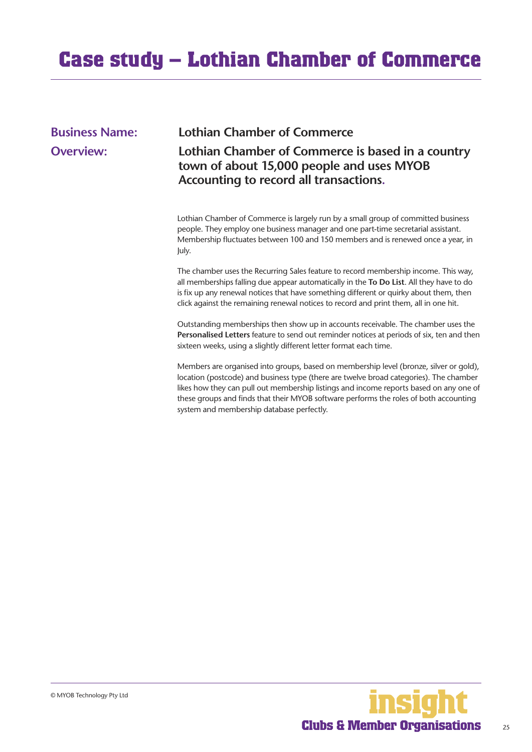# Case study – Lothian Chamber of Commerce

**Business Name:** Lothian Chamber of Commerce

**Overview:** Lothian Chamber of Commerce is based in a country town of about 15,000 people and uses MYOB Accounting to record all transactions.

Lothian Chamber of Commerce is largely run by a small group of committed business people. They employ one business manager and one part-time secretarial assistant. Membership fluctuates between 100 and 150 members and is renewed once a year, in July.

The chamber uses the Recurring Sales feature to record membership income. This way, all memberships falling due appear automatically in the **To Do List**. All they have to do is fix up any renewal notices that have something different or quirky about them, then click against the remaining renewal notices to record and print them, all in one hit.

Outstanding memberships then show up in accounts receivable. The chamber uses the **Personalised Letters** feature to send out reminder notices at periods of six, ten and then sixteen weeks, using a slightly different letter format each time.

Members are organised into groups, based on membership level (bronze, silver or gold), location (postcode) and business type (there are twelve broad categories). The chamber likes how they can pull out membership listings and income reports based on any one of these groups and finds that their MYOB software performs the roles of both accounting system and membership database perfectly.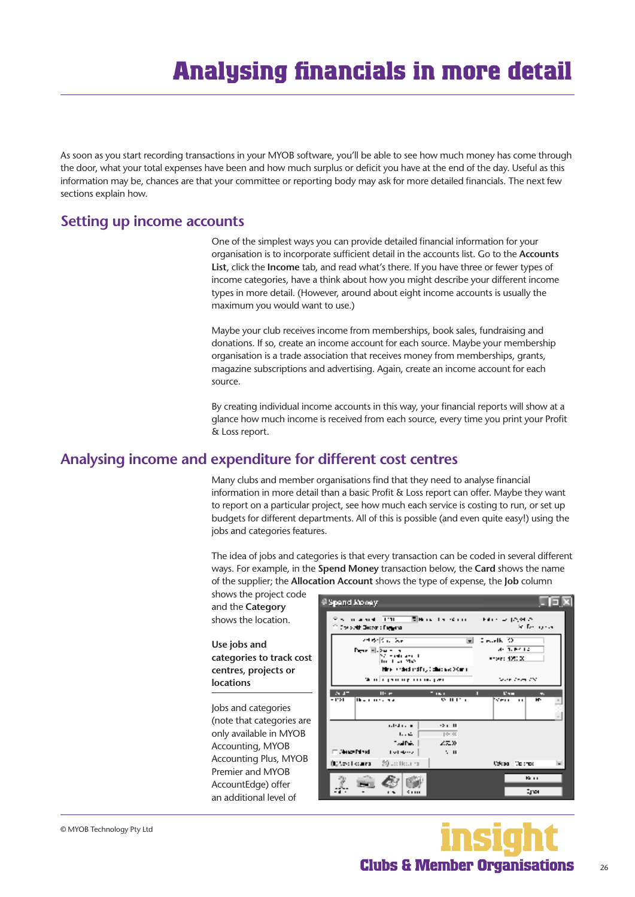# Analysing financials in more detail

As soon as you start recording transactions in your MYOB software, you'll be able to see how much money has come through the door, what your total expenses have been and how much surplus or deficit you have at the end of the day. Useful as this information may be, chances are that your committee or reporting body may ask for more detailed financials. The next few sections explain how.

## Setting up income accounts

One of the simplest ways you can provide detailed financial information for your organisation is to incorporate sufficient detail in the accounts list. Go to the **Accounts List**, click the **Income** tab, and read what's there. If you have three or fewer types of income categories, have a think about how you might describe your different income types in more detail. (However, around about eight income accounts is usually the maximum you would want to use.)

Maybe your club receives income from memberships, book sales, fundraising and donations. If so, create an income account for each source. Maybe your membership organisation is a trade association that receives money from memberships, grants, magazine subscriptions and advertising. Again, create an income account for each source.

By creating individual income accounts in this way, your financial reports will show at a glance how much income is received from each source, every time you print your Profit & Loss report.

## Analysing income and expenditure for different cost centres

Many clubs and member organisations find that they need to analyse financial information in more detail than a basic Profit & Loss report can offer. Maybe they want to report on a particular project, see how much each service is costing to run, or set up budgets for different departments. All of this is possible (and even quite easy!) using the jobs and categories features.

The idea of jobs and categories is that every transaction can be coded in several different ways. For example, in the **Spend Money** transaction below, the **Card** shows the name of the supplier; the **Allocation Account** shows the type of expense, the **Job** column shows the project code and the **Category** shows the location.

**Use jobs and categories to track cost centres, projects or locations**

Jobs and categories (note that categories are only available in MYOB Accounting, MYOB Accounting Plus, MYOB Premier and MYOB AccountEdge) offer an additional level of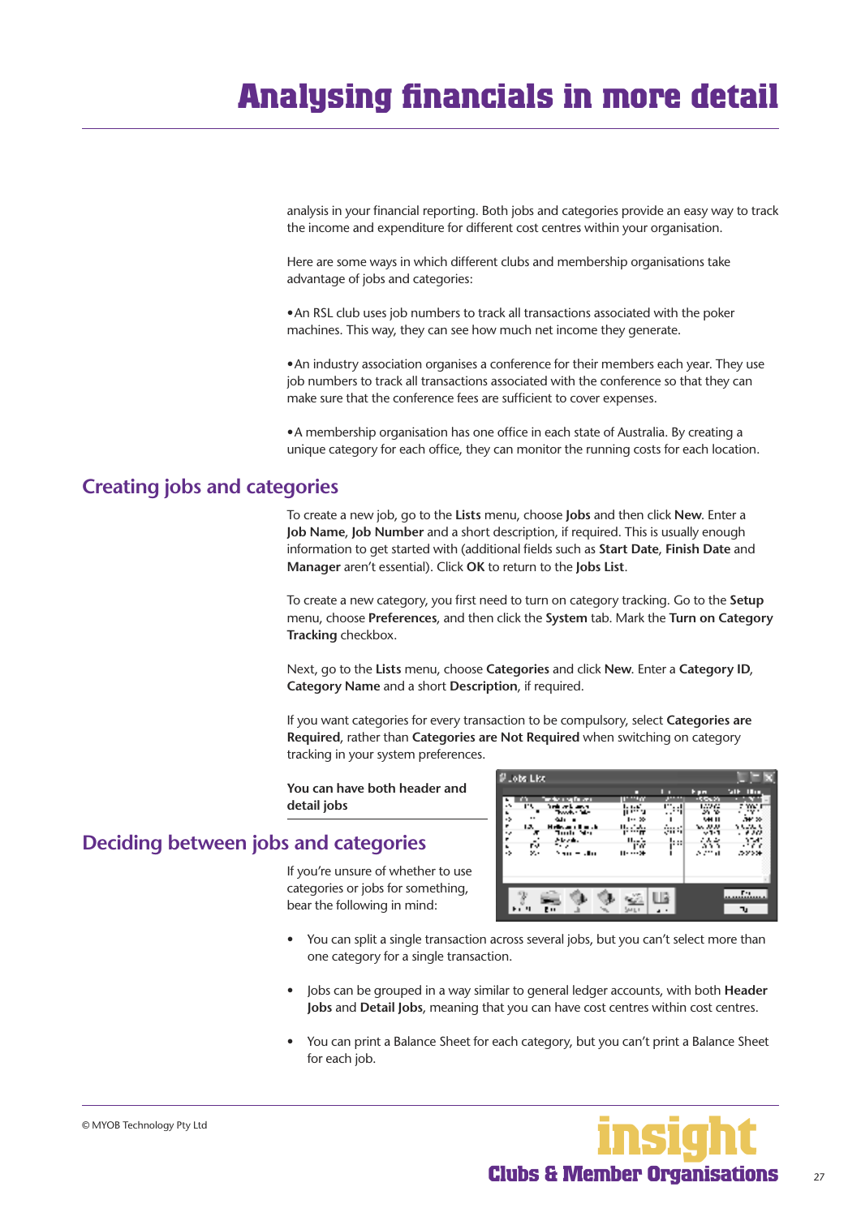# Analysing financials in more detail

analysis in your financial reporting. Both jobs and categories provide an easy way to track the income and expenditure for different cost centres within your organisation.

Here are some ways in which different clubs and membership organisations take advantage of jobs and categories:

• An RSL club uses job numbers to track all transactions associated with the poker machines. This way, they can see how much net income they generate.

• An industry association organises a conference for their members each year. They use job numbers to track all transactions associated with the conference so that they can make sure that the conference fees are sufficient to cover expenses.

• A membership organisation has one office in each state of Australia. By creating a unique category for each office, they can monitor the running costs for each location.

## Creating jobs and categories

To create a new job, go to the **Lists** menu, choose **Jobs** and then click **New**. Enter a **Job Name**, **Job Number** and a short description, if required. This is usually enough information to get started with (additional fields such as **Start Date**, **Finish Date** and **Manager** aren't essential). Click **OK** to return to the **Jobs List**.

To create a new category, you first need to turn on category tracking. Go to the **Setup** menu, choose **Preferences**, and then click the **System** tab. Mark the **Turn on Category Tracking** checkbox.

Next, go to the **Lists** menu, choose **Categories** and click **New**. Enter a **Category ID**, **Category Name** and a short **Description**, if required.

If you want categories for every transaction to be compulsory, select **Categories are Required**, rather than **Categories are Not Required** when switching on category tracking in your system preferences.

**You can have both header and detail jobs**

## Deciding between jobs and categories

If you're unsure of whether to use categories or jobs for something, bear the following in mind:

- You can split a single transaction across several jobs, but you can't select more than one category for a single transaction.
- Jobs can be grouped in a way similar to general ledger accounts, with both **Header Jobs** and **Detail Jobs**, meaning that you can have cost centres within cost centres.
- You can print a Balance Sheet for each category, but you can't print a Balance Sheet for each job.

© MYOB Technology Pty Ltd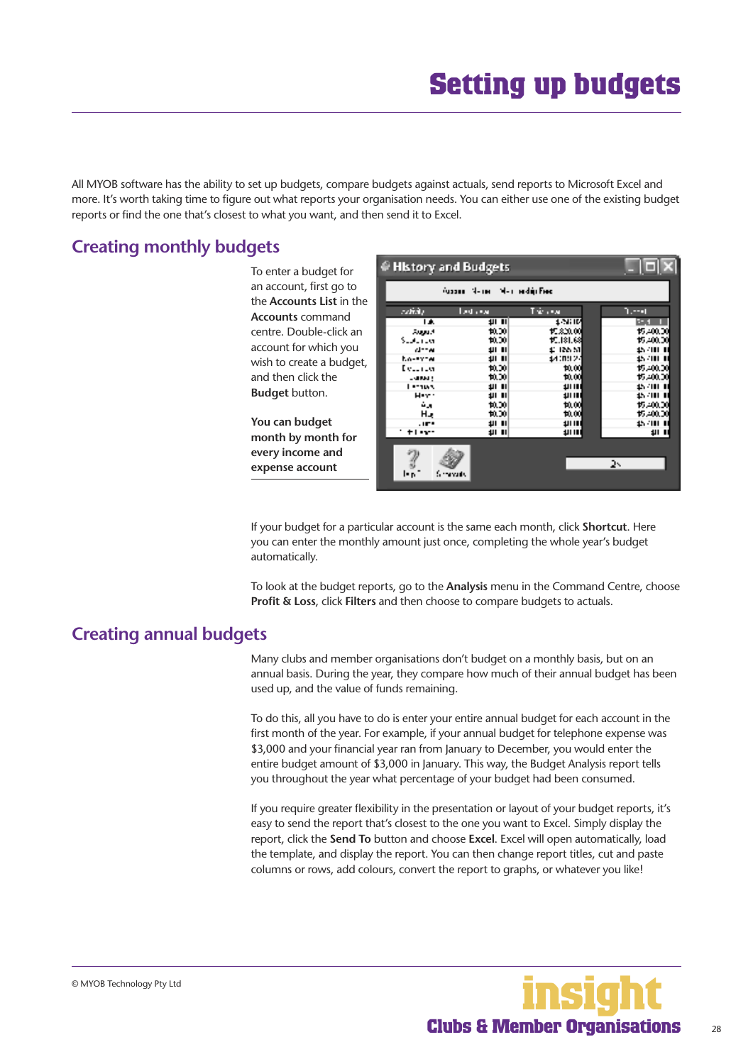# Setting up budgets

All MYOB software has the ability to set up budgets, compare budgets against actuals, send reports to Microsoft Excel and more. It's worth taking time to figure out what reports your organisation needs. You can either use one of the existing budget reports or find the one that's closest to what you want, and then send it to Excel.

## Creating monthly budgets

To enter a budget for an account, first go to the **Accounts List** in the **Accounts** command centre. Double-click an account for which you wish to create a budget, and then click the **Budget** button.

**You can budget month by month for every income and expense account**

If your budget for a particular account is the same each month, click **Shortcut**. Here you can enter the monthly amount just once, completing the whole year's budget automatically.

To look at the budget reports, go to the **Analysis** menu in the Command Centre, choose **Profit & Loss**, click **Filters** and then choose to compare budgets to actuals.

## Creating annual budgets

Many clubs and member organisations don't budget on a monthly basis, but on an annual basis. During the year, they compare how much of their annual budget has been used up, and the value of funds remaining.

To do this, all you have to do is enter your entire annual budget for each account in the first month of the year. For example, if your annual budget for telephone expense was $3,000 and your financial year ran from January to December, you would enter the entire budget amount of $3,000 in January. This way, the Budget Analysis report tells you throughout the year what percentage of your budget had been consumed.

If you require greater flexibility in the presentation or layout of your budget reports, it's easy to send the report that's closest to the one you want to Excel. Simply display the report, click the **Send To** button and choose **Excel**. Excel will open automatically, load the template, and display the report. You can then change report titles, cut and paste columns or rows, add colours, convert the report to graphs, or whatever you like!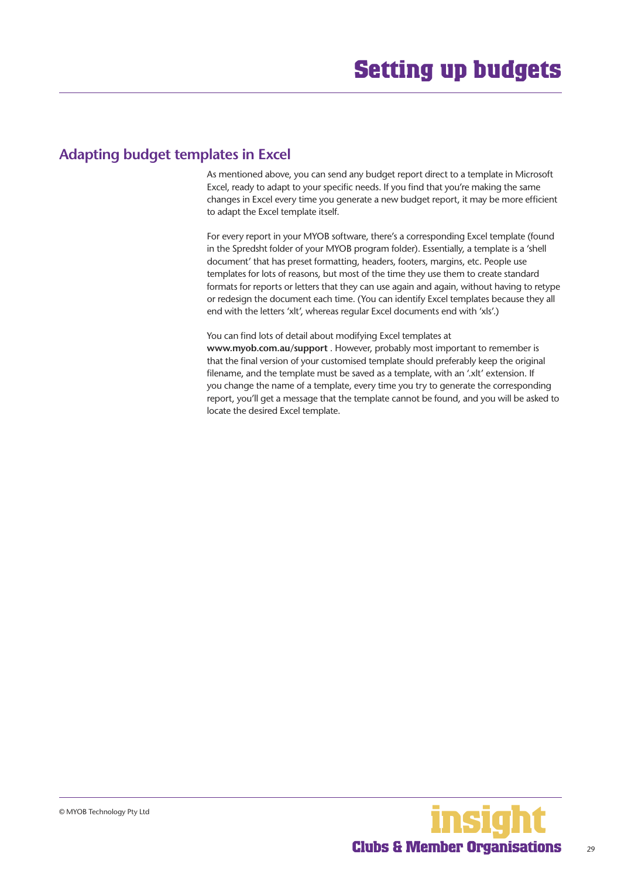## Adapting budget templates in Excel

As mentioned above, you can send any budget report direct to a template in Microsoft Excel, ready to adapt to your specific needs. If you find that you're making the same changes in Excel every time you generate a new budget report, it may be more efficient to adapt the Excel template itself.

For every report in your MYOB software, there's a corresponding Excel template (found in the Spredsht folder of your MYOB program folder). Essentially, a template is a 'shell document' that has preset formatting, headers, footers, margins, etc. People use templates for lots of reasons, but most of the time they use them to create standard formats for reports or letters that they can use again and again, without having to retype or redesign the document each time. (You can identify Excel templates because they all end with the letters 'xlt', whereas regular Excel documents end with 'xls'.)

You can find lots of detail about modifying Excel templates at **www.myob.com.au/support** . However, probably most important to remember is that the final version of your customised template should preferably keep the original filename, and the template must be saved as a template, with an '.xlt' extension. If you change the name of a template, every time you try to generate the corresponding report, you'll get a message that the template cannot be found, and you will be asked to locate the desired Excel template.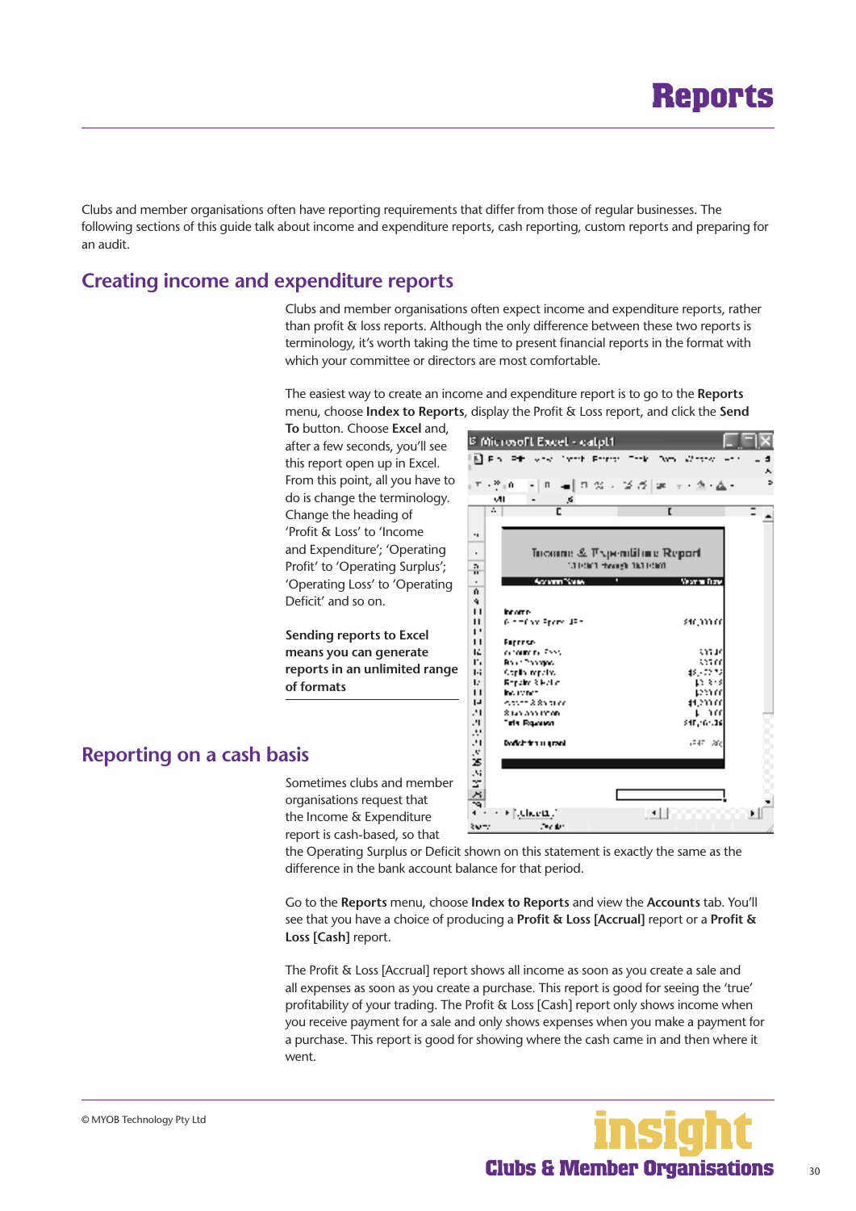# Reports

Clubs and member organisations often have reporting requirements that differ from those of regular businesses. The following sections of this guide talk about income and expenditure reports, cash reporting, custom reports and preparing for an audit.

## Creating income and expenditure reports

Clubs and member organisations often expect income and expenditure reports, rather than profit & loss reports. Although the only difference between these two reports is terminology, it's worth taking the time to present financial reports in the format with which your committee or directors are most comfortable.

The easiest way to create an income and expenditure report is to go to the **Reports** menu, choose **Index to Reports**, display the Profit & Loss report, and click the **Send To** button. Choose **Excel** and, after a few seconds, you'll see this report open up in Excel. From this point, all you have to do is change the terminology. Change the heading of 'Profit & Loss' to 'Income and Expenditure'; 'Operating Profit' to 'Operating Surplus'; 'Operating Loss' to 'Operating Deficit' and so on.

**Sending reports to Excel means you can generate reports in an unlimited range of formats**

## Reporting on a cash basis

Sometimes clubs and member organisations request that the Income & Expenditure report is cash-based, so that the Operating Surplus or Deficit shown on this statement is exactly the same as the difference in the bank account balance for that period.

Go to the **Reports** menu, choose **Index to Reports** and view the **Accounts** tab. You'll see that you have a choice of producing a **Profit & Loss [Accrual]** report or a **Profit & Loss [Cash]** report.

The Profit & Loss [Accrual] report shows all income as soon as you create a sale and all expenses as soon as you create a purchase. This report is good for seeing the 'true' profitability of your trading. The Profit & Loss [Cash] report only shows income when you receive payment for a sale and only shows expenses when you make a payment for a purchase. This report is good for showing where the cash came in and then where it went.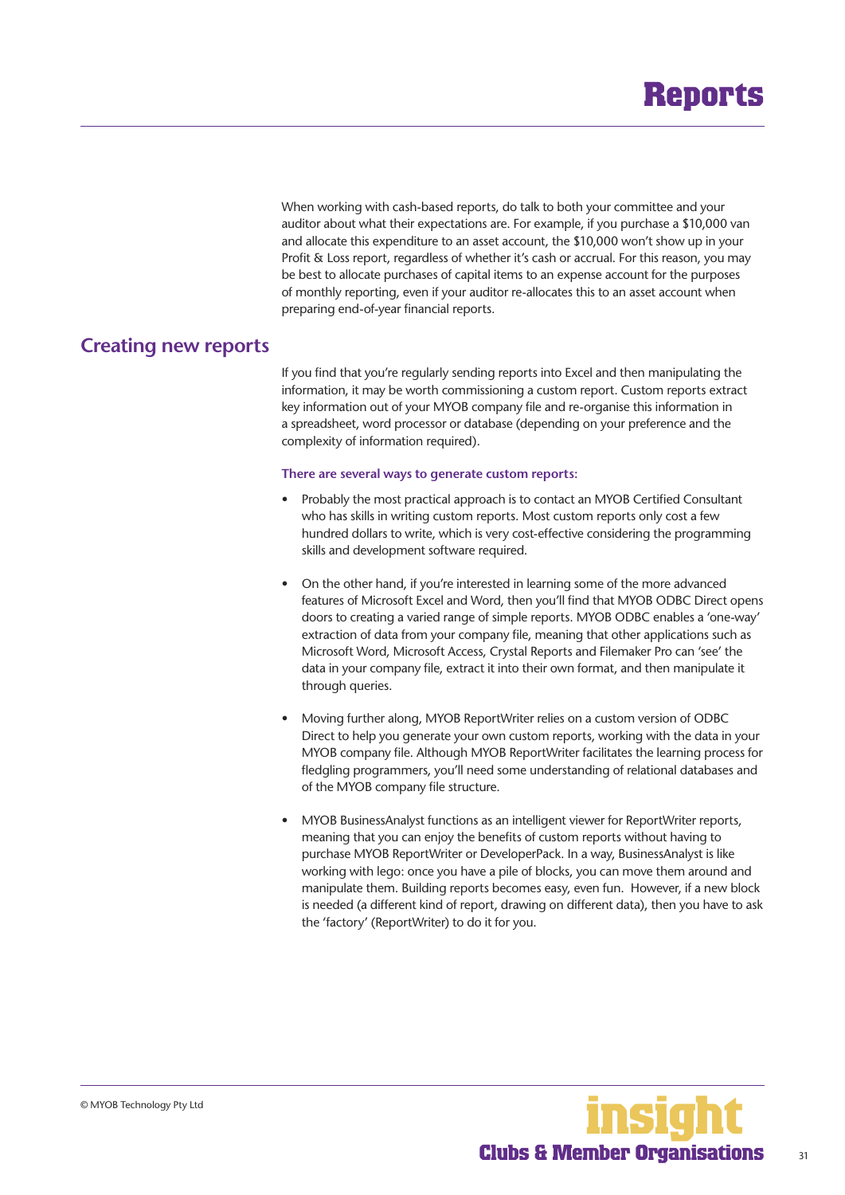When working with cash-based reports, do talk to both your committee and your auditor about what their expectations are. For example, if you purchase a $10,000 van and allocate this expenditure to an asset account, the $10,000 won't show up in your Profit & Loss report, regardless of whether it's cash or accrual. For this reason, you may be best to allocate purchases of capital items to an expense account for the purposes of monthly reporting, even if your auditor re-allocates this to an asset account when preparing end-of-year financial reports.

## Creating new reports

If you find that you're regularly sending reports into Excel and then manipulating the information, it may be worth commissioning a custom report. Custom reports extract key information out of your MYOB company file and re-organise this information in a spreadsheet, word processor or database (depending on your preference and the complexity of information required).

**There are several ways to generate custom reports:**

- Probably the most practical approach is to contact an MYOB Certified Consultant who has skills in writing custom reports. Most custom reports only cost a few hundred dollars to write, which is very cost-effective considering the programming skills and development software required.

- On the other hand, if you're interested in learning some of the more advanced features of Microsoft Excel and Word, then you'll find that MYOB ODBC Direct opens doors to creating a varied range of simple reports. MYOB ODBC enables a 'one-way' extraction of data from your company file, meaning that other applications such as Microsoft Word, Microsoft Access, Crystal Reports and Filemaker Pro can 'see' the data in your company file, extract it into their own format, and then manipulate it through queries.

- Moving further along, MYOB ReportWriter relies on a custom version of ODBC Direct to help you generate your own custom reports, working with the data in your MYOB company file. Although MYOB ReportWriter facilitates the learning process for fledgling programmers, you'll need some understanding of relational databases and of the MYOB company file structure.

- MYOB BusinessAnalyst functions as an intelligent viewer for ReportWriter reports, meaning that you can enjoy the benefits of custom reports without having to purchase MYOB ReportWriter or DeveloperPack. In a way, BusinessAnalyst is like working with lego: once you have a pile of blocks, you can move them around and manipulate them. Building reports becomes easy, even fun. However, if a new block is needed (a different kind of report, drawing on different data), then you have to ask the 'factory' (ReportWriter) to do it for you.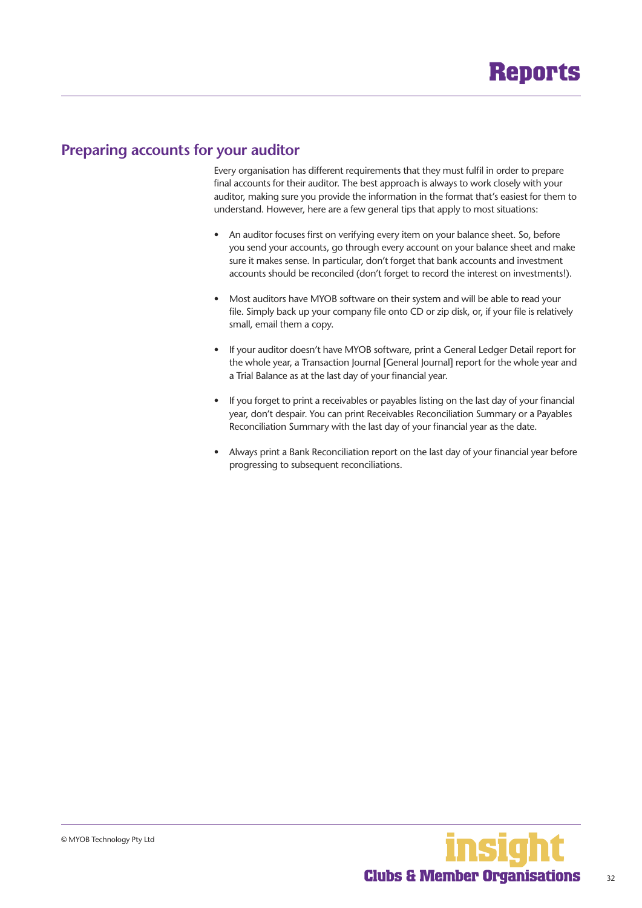## Preparing accounts for your auditor

Every organisation has different requirements that they must fulfil in order to prepare final accounts for their auditor. The best approach is always to work closely with your auditor, making sure you provide the information in the format that's easiest for them to understand. However, here are a few general tips that apply to most situations:

- An auditor focuses first on verifying every item on your balance sheet. So, before you send your accounts, go through every account on your balance sheet and make sure it makes sense. In particular, don't forget that bank accounts and investment accounts should be reconciled (don't forget to record the interest on investments!).

- Most auditors have MYOB software on their system and will be able to read your file. Simply back up your company file onto CD or zip disk, or, if your file is relatively small, email them a copy.

- If your auditor doesn't have MYOB software, print a General Ledger Detail report for the whole year, a Transaction Journal [General Journal] report for the whole year and a Trial Balance as at the last day of your financial year.

- If you forget to print a receivables or payables listing on the last day of your financial year, don't despair. You can print Receivables Reconciliation Summary or a Payables Reconciliation Summary with the last day of your financial year as the date.

- Always print a Bank Reconciliation report on the last day of your financial year before progressing to subsequent reconciliations.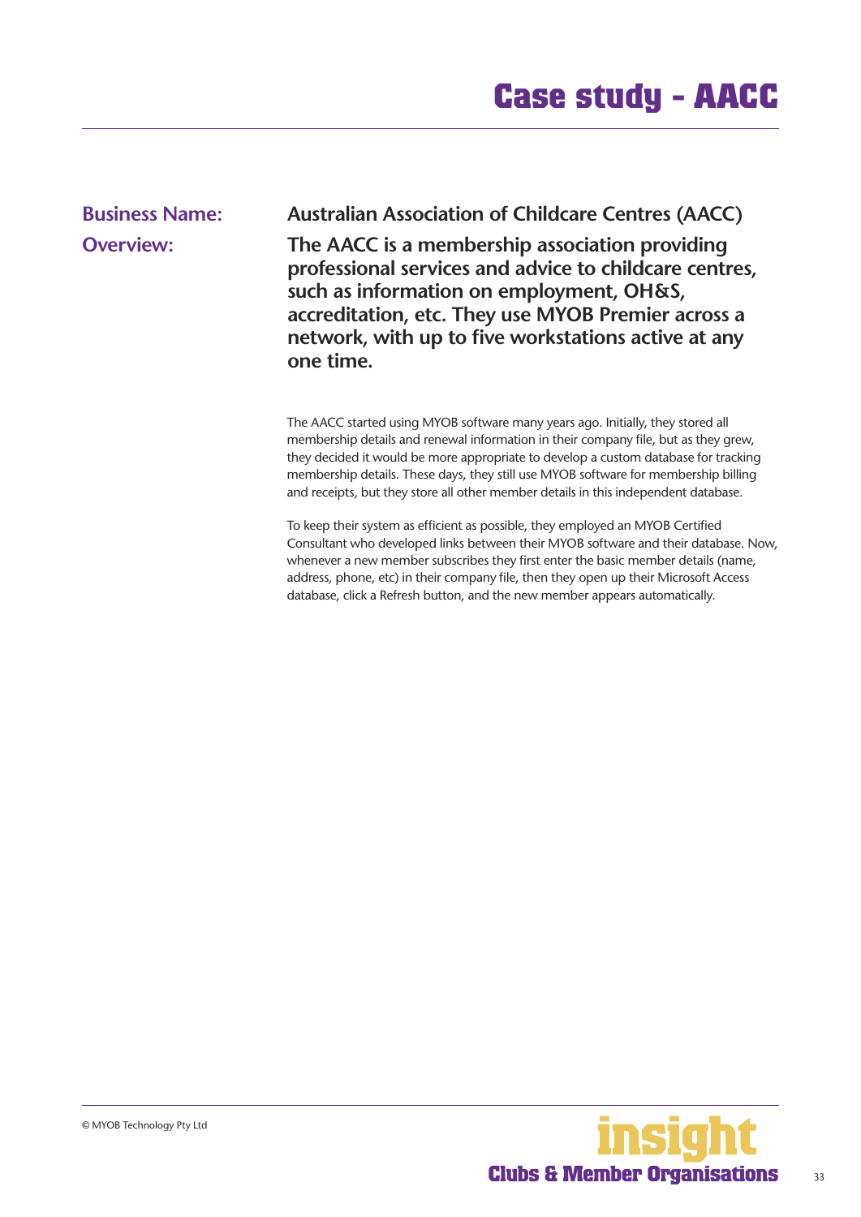# Case study - AACC

**Business Name:** Australian Association of Childcare Centres (AACC)

**Overview:** **The AACC is a membership association providing professional services and advice to childcare centres, such as information on employment, OH&S, accreditation, etc. They use MYOB Premier across a network, with up to five workstations active at any one time.**

The AACC started using MYOB software many years ago. Initially, they stored all membership details and renewal information in their company file, but as they grew, they decided it would be more appropriate to develop a custom database for tracking membership details. These days, they still use MYOB software for membership billing and receipts, but they store all other member details in this independent database.

To keep their system as efficient as possible, they employed an MYOB Certified Consultant who developed links between their MYOB software and their database. Now, whenever a new member subscribes they first enter the basic member details (name, address, phone, etc) in their company file, then they open up their Microsoft Access database, click a Refresh button, and the new member appears automatically.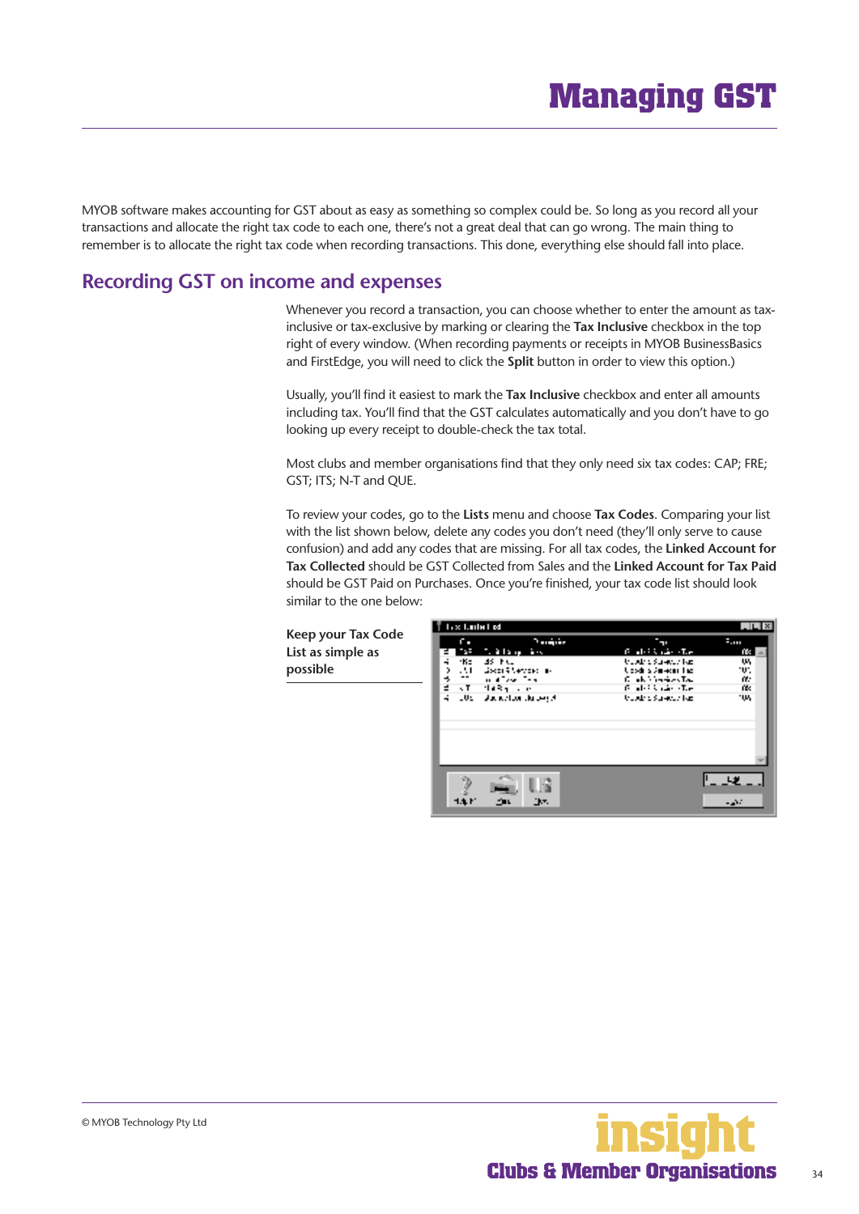# Managing GST

MYOB software makes accounting for GST about as easy as something so complex could be. So long as you record all your transactions and allocate the right tax code to each one, there's not a great deal that can go wrong. The main thing to remember is to allocate the right tax code when recording transactions. This done, everything else should fall into place.

## Recording GST on income and expenses

Whenever you record a transaction, you can choose whether to enter the amount as tax-inclusive or tax-exclusive by marking or clearing the **Tax Inclusive** checkbox in the top right of every window. (When recording payments or receipts in MYOB BusinessBasics and FirstEdge, you will need to click the **Split** button in order to view this option.)

Usually, you'll find it easiest to mark the **Tax Inclusive** checkbox and enter all amounts including tax. You'll find that the GST calculates automatically and you don't have to go looking up every receipt to double-check the tax total.

Most clubs and member organisations find that they only need six tax codes: CAP; FRE; GST; ITS; N-T and QUE.

To review your codes, go to the **Lists** menu and choose **Tax Codes**. Comparing your list with the list shown below, delete any codes you don't need (they'll only serve to cause confusion) and add any codes that are missing. For all tax codes, the **Linked Account for Tax Collected** should be GST Collected from Sales and the **Linked Account for Tax Paid** should be GST Paid on Purchases. Once you're finished, your tax code list should look similar to the one below:

**Keep your Tax Code List as simple as possible**

© MYOB Technology Pty Ltd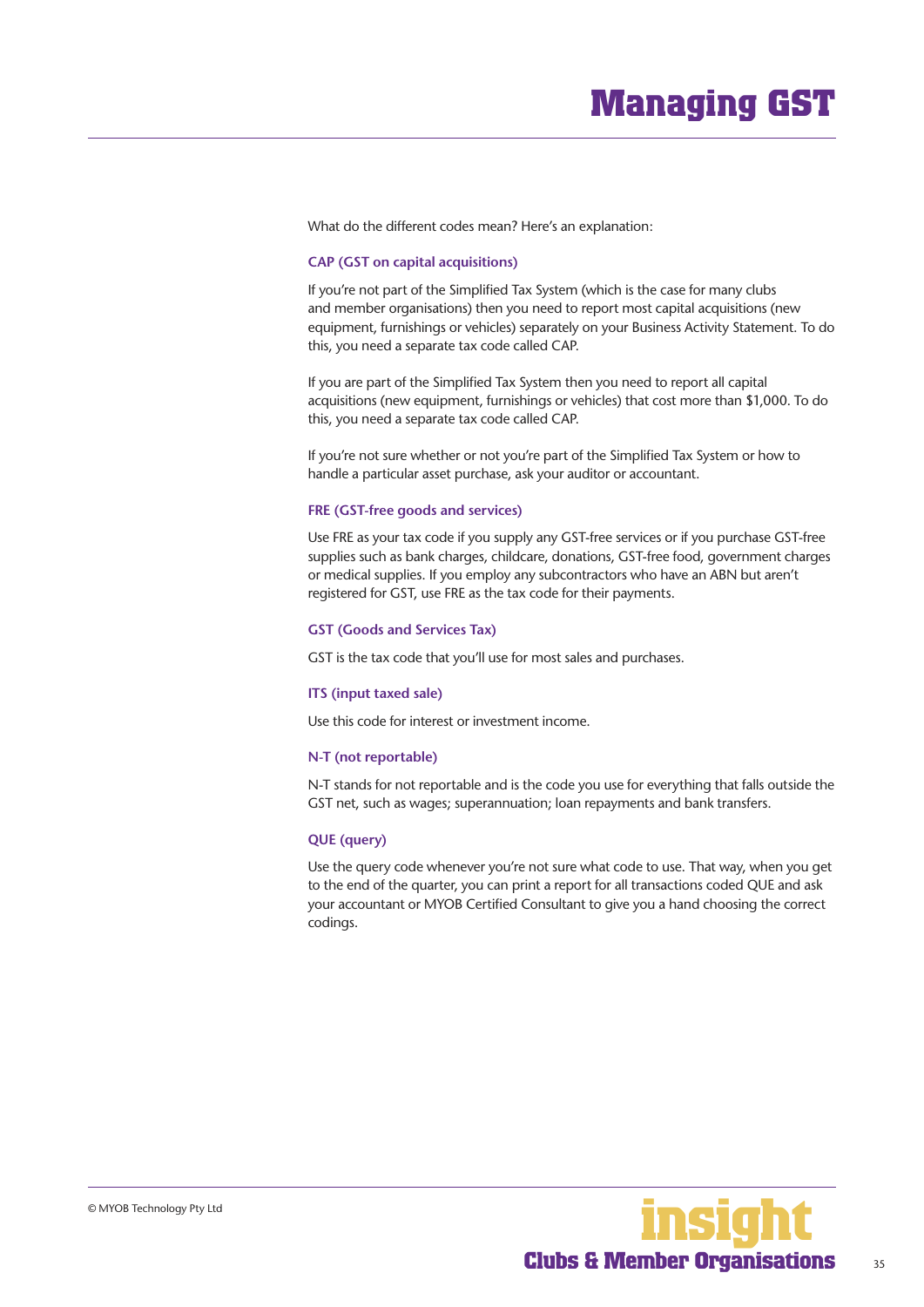# Managing GST

What do the different codes mean? Here's an explanation:

### CAP (GST on capital acquisitions)

If you're not part of the Simplified Tax System (which is the case for many clubs and member organisations) then you need to report most capital acquisitions (new equipment, furnishings or vehicles) separately on your Business Activity Statement. To do this, you need a separate tax code called CAP.

If you are part of the Simplified Tax System then you need to report all capital acquisitions (new equipment, furnishings or vehicles) that cost more than $1,000. To do this, you need a separate tax code called CAP.

If you're not sure whether or not you're part of the Simplified Tax System or how to handle a particular asset purchase, ask your auditor or accountant.

### FRE (GST-free goods and services)

Use FRE as your tax code if you supply any GST-free services or if you purchase GST-free supplies such as bank charges, childcare, donations, GST-free food, government charges or medical supplies. If you employ any subcontractors who have an ABN but aren't registered for GST, use FRE as the tax code for their payments.

### GST (Goods and Services Tax)

GST is the tax code that you'll use for most sales and purchases.

### ITS (input taxed sale)

Use this code for interest or investment income.

### N-T (not reportable)

N-T stands for not reportable and is the code you use for everything that falls outside the GST net, such as wages; superannuation; loan repayments and bank transfers.

### QUE (query)

Use the query code whenever you're not sure what code to use. That way, when you get to the end of the quarter, you can print a report for all transactions coded QUE and ask your accountant or MYOB Certified Consultant to give you a hand choosing the correct codings.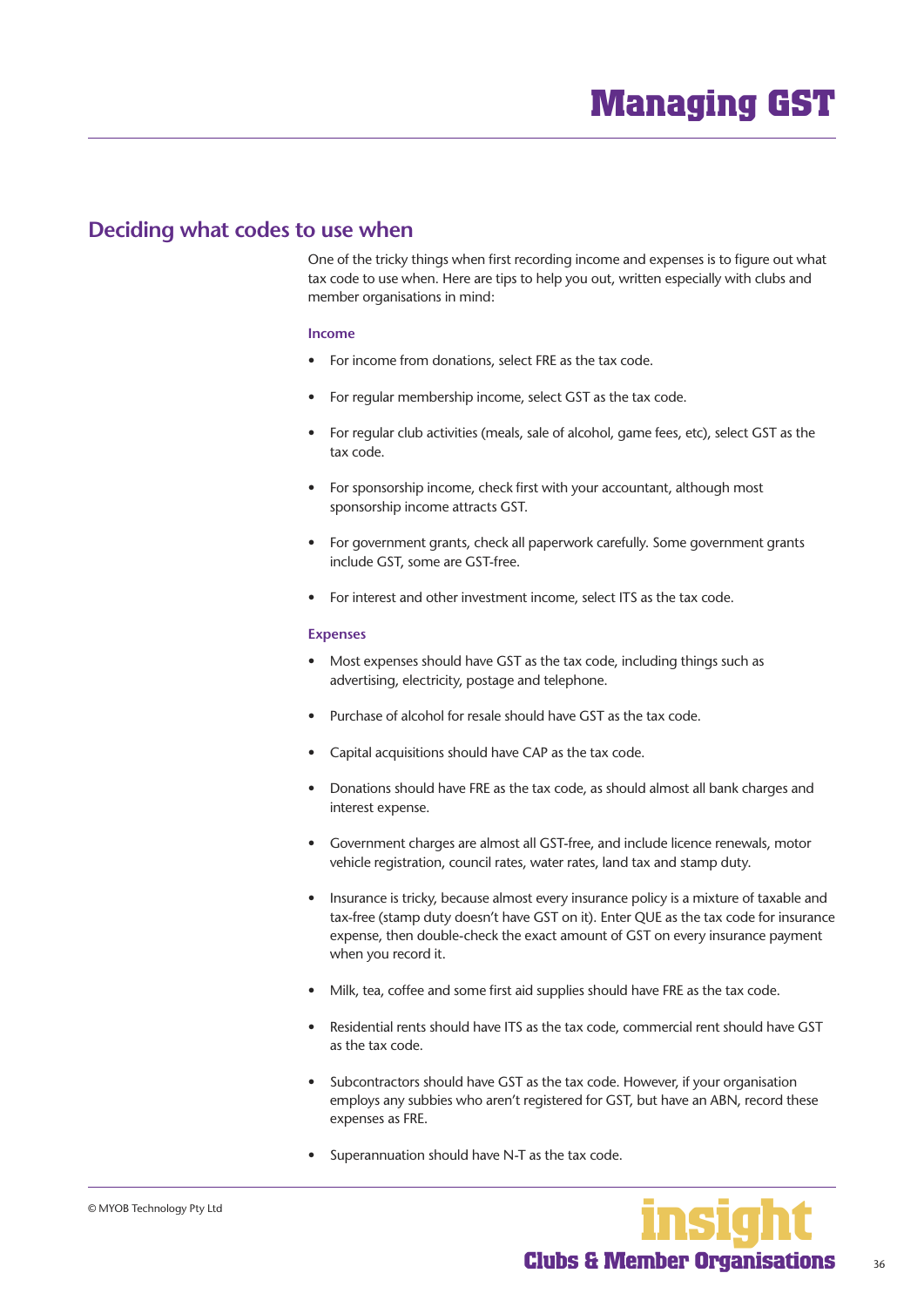# Managing GST

## Deciding what codes to use when

One of the tricky things when first recording income and expenses is to figure out what tax code to use when. Here are tips to help you out, written especially with clubs and member organisations in mind:

### Income

- For income from donations, select FRE as the tax code.
- For regular membership income, select GST as the tax code.
- For regular club activities (meals, sale of alcohol, game fees, etc), select GST as the tax code.
- For sponsorship income, check first with your accountant, although most sponsorship income attracts GST.
- For government grants, check all paperwork carefully. Some government grants include GST, some are GST-free.
- For interest and other investment income, select ITS as the tax code.

### Expenses

- Most expenses should have GST as the tax code, including things such as advertising, electricity, postage and telephone.
- Purchase of alcohol for resale should have GST as the tax code.
- Capital acquisitions should have CAP as the tax code.
- Donations should have FRE as the tax code, as should almost all bank charges and interest expense.
- Government charges are almost all GST-free, and include licence renewals, motor vehicle registration, council rates, water rates, land tax and stamp duty.
- Insurance is tricky, because almost every insurance policy is a mixture of taxable and tax-free (stamp duty doesn't have GST on it). Enter QUE as the tax code for insurance expense, then double-check the exact amount of GST on every insurance payment when you record it.
- Milk, tea, coffee and some first aid supplies should have FRE as the tax code.
- Residential rents should have ITS as the tax code, commercial rent should have GST as the tax code.
- Subcontractors should have GST as the tax code. However, if your organisation employs any subbies who aren't registered for GST, but have an ABN, record these expenses as FRE.
- Superannuation should have N-T as the tax code.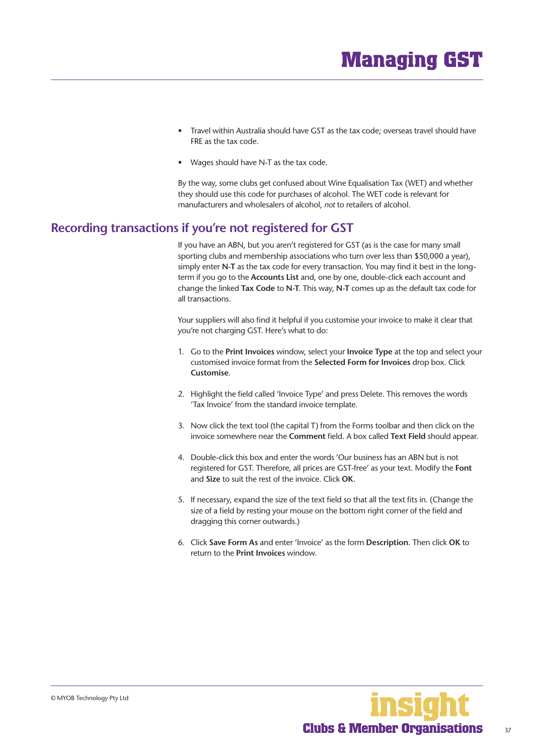- Travel within Australia should have GST as the tax code; overseas travel should have FRE as the tax code.
- Wages should have N-T as the tax code.

By the way, some clubs get confused about Wine Equalisation Tax (WET) and whether they should use this code for purchases of alcohol. The WET code is relevant for manufacturers and wholesalers of alcohol, *not* to retailers of alcohol.

## Recording transactions if you're not registered for GST

If you have an ABN, but you aren't registered for GST (as is the case for many small sporting clubs and membership associations who turn over less than $50,000 a year), simply enter **N-T** as the tax code for every transaction. You may find it best in the long-term if you go to the **Accounts List** and, one by one, double-click each account and change the linked **Tax Code** to **N-T**. This way, **N-T** comes up as the default tax code for all transactions.

Your suppliers will also find it helpful if you customise your invoice to make it clear that you're not charging GST. Here's what to do:

1. Go to the **Print Invoices** window, select your **Invoice Type** at the top and select your customised invoice format from the **Selected Form for Invoices** drop box. Click **Customise**.
2. Highlight the field called 'Invoice Type' and press Delete. This removes the words 'Tax Invoice' from the standard invoice template.
3. Now click the text tool (the capital T) from the Forms toolbar and then click on the invoice somewhere near the **Comment** field. A box called **Text Field** should appear.
4. Double-click this box and enter the words 'Our business has an ABN but is not registered for GST. Therefore, all prices are GST-free' as your text. Modify the **Font** and **Size** to suit the rest of the invoice. Click **OK**.
5. If necessary, expand the size of the text field so that all the text fits in. (Change the size of a field by resting your mouse on the bottom right corner of the field and dragging this corner outwards.)
6. Click **Save Form As** and enter 'Invoice' as the form **Description**. Then click **OK** to return to the **Print Invoices** window.